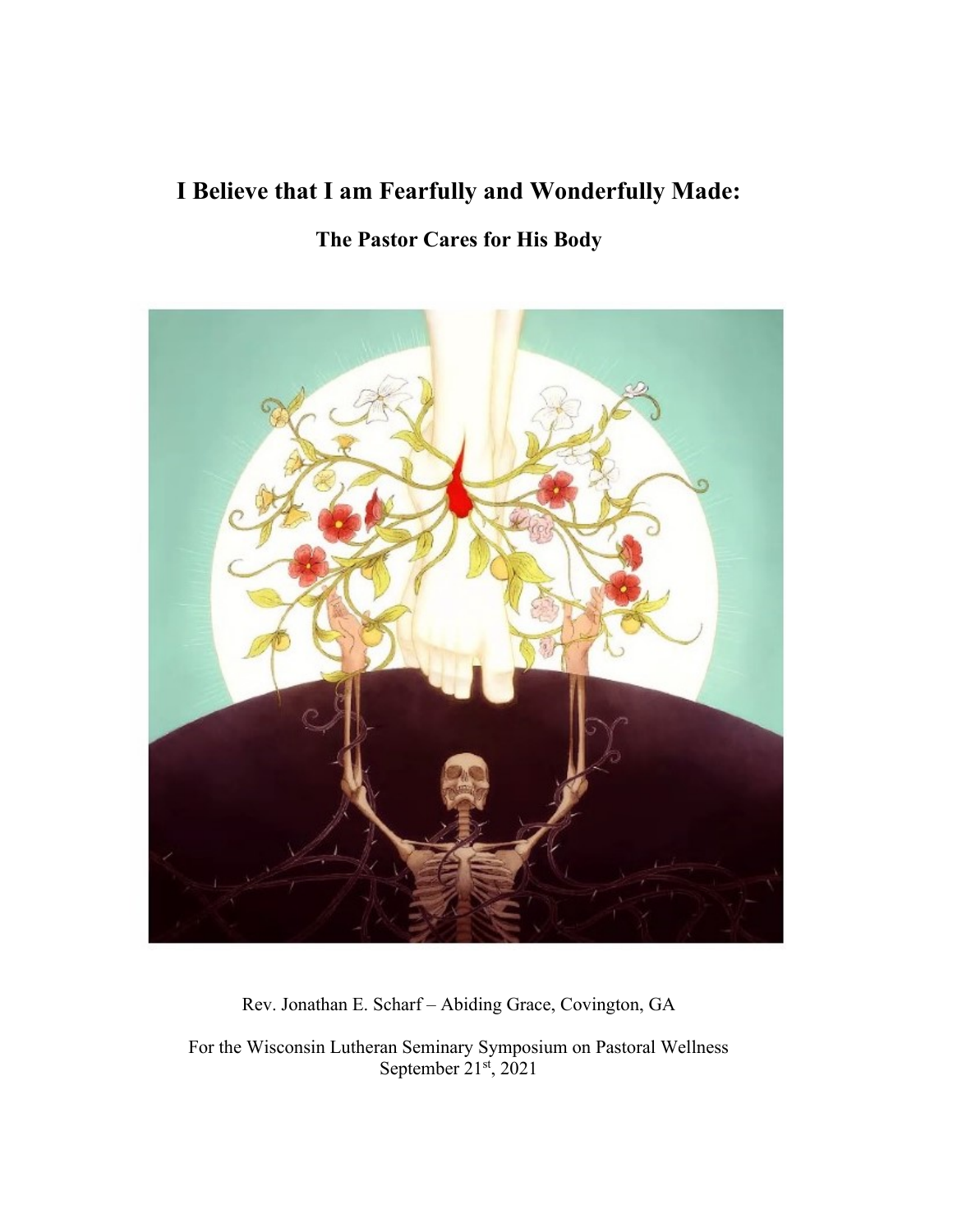# I Believe that I am Fearfully and Wonderfully Made:

## The Pastor Cares for His Body

Rev. Jonathan E. Scharf – Abiding Grace, Covington, GA

For the Wisconsin Lutheran Seminary Symposium on Pastoral Wellness
September 21st, 2021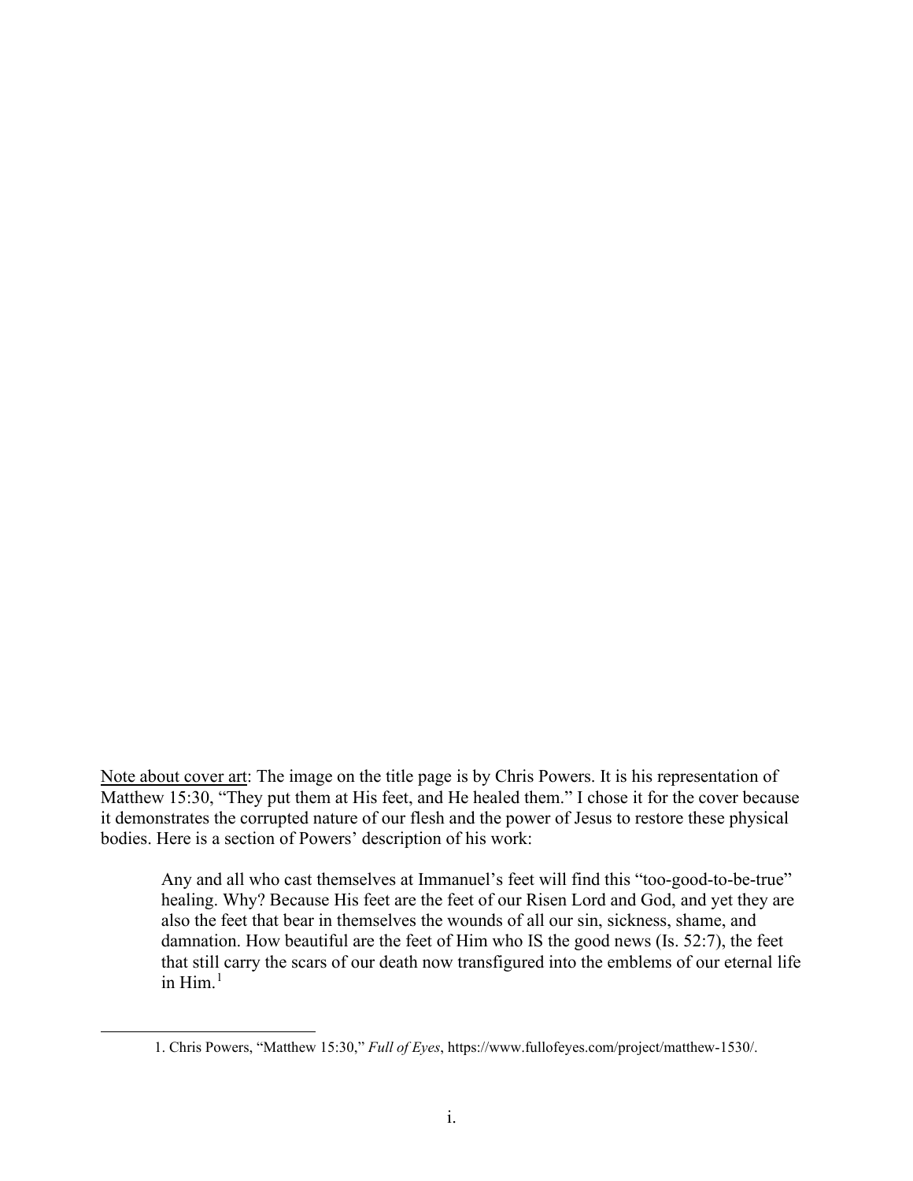Note about cover art: The image on the title page is by Chris Powers. It is his representation of Matthew 15:30, "They put them at His feet, and He healed them." I chose it for the cover because it demonstrates the corrupted nature of our flesh and the power of Jesus to restore these physical bodies. Here is a section of Powers' description of his work:

> Any and all who cast themselves at Immanuel's feet will find this "too-good-to-be-true" healing. Why? Because His feet are the feet of our Risen Lord and God, and yet they are also the feet that bear in themselves the wounds of all our sin, sickness, shame, and damnation. How beautiful are the feet of Him who IS the good news (Is. 52:7), the feet that still carry the scars of our death now transfigured into the emblems of our eternal life in Him.[1]

---

1. Chris Powers, "Matthew 15:30," *Full of Eyes*, https://www.fullofeyes.com/project/matthew-1530/.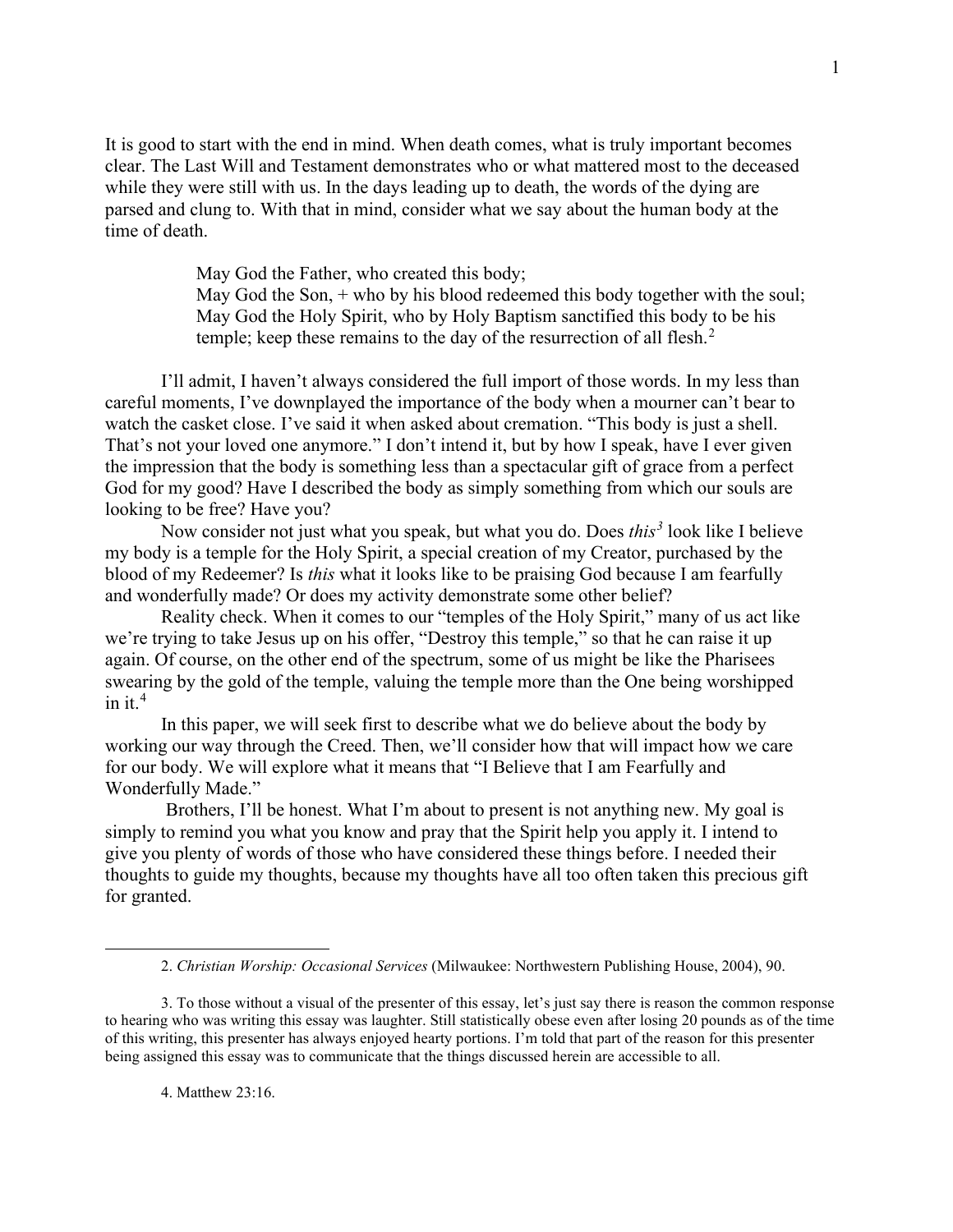It is good to start with the end in mind. When death comes, what is truly important becomes clear. The Last Will and Testament demonstrates who or what mattered most to the deceased while they were still with us. In the days leading up to death, the words of the dying are parsed and clung to. With that in mind, consider what we say about the human body at the time of death.

> May God the Father, who created this body;
> May God the Son, + who by his blood redeemed this body together with the soul;
> May God the Holy Spirit, who by Holy Baptism sanctified this body to be his temple; keep these remains to the day of the resurrection of all flesh.[2]

I'll admit, I haven't always considered the full import of those words. In my less than careful moments, I've downplayed the importance of the body when a mourner can't bear to watch the casket close. I've said it when asked about cremation. "This body is just a shell. That's not your loved one anymore." I don't intend it, but by how I speak, have I ever given the impression that the body is something less than a spectacular gift of grace from a perfect God for my good? Have I described the body as simply something from which our souls are looking to be free? Have you?

Now consider not just what you speak, but what you do. Does *this*[3] look like I believe my body is a temple for the Holy Spirit, a special creation of my Creator, purchased by the blood of my Redeemer? Is *this* what it looks like to be praising God because I am fearfully and wonderfully made? Or does my activity demonstrate some other belief?

Reality check. When it comes to our "temples of the Holy Spirit," many of us act like we're trying to take Jesus up on his offer, "Destroy this temple," so that he can raise it up again. Of course, on the other end of the spectrum, some of us might be like the Pharisees swearing by the gold of the temple, valuing the temple more than the One being worshipped in it.[4]

In this paper, we will seek first to describe what we do believe about the body by working our way through the Creed. Then, we'll consider how that will impact how we care for our body. We will explore what it means that "I Believe that I am Fearfully and Wonderfully Made."

Brothers, I'll be honest. What I'm about to present is not anything new. My goal is simply to remind you what you know and pray that the Spirit help you apply it. I intend to give you plenty of words of those who have considered these things before. I needed their thoughts to guide my thoughts, because my thoughts have all too often taken this precious gift for granted.

---

2. *Christian Worship: Occasional Services* (Milwaukee: Northwestern Publishing House, 2004), 90.

3. To those without a visual of the presenter of this essay, let's just say there is reason the common response to hearing who was writing this essay was laughter. Still statistically obese even after losing 20 pounds as of the time of this writing, this presenter has always enjoyed hearty portions. I'm told that part of the reason for this presenter being assigned this essay was to communicate that the things discussed herein are accessible to all.

4. Matthew 23:16.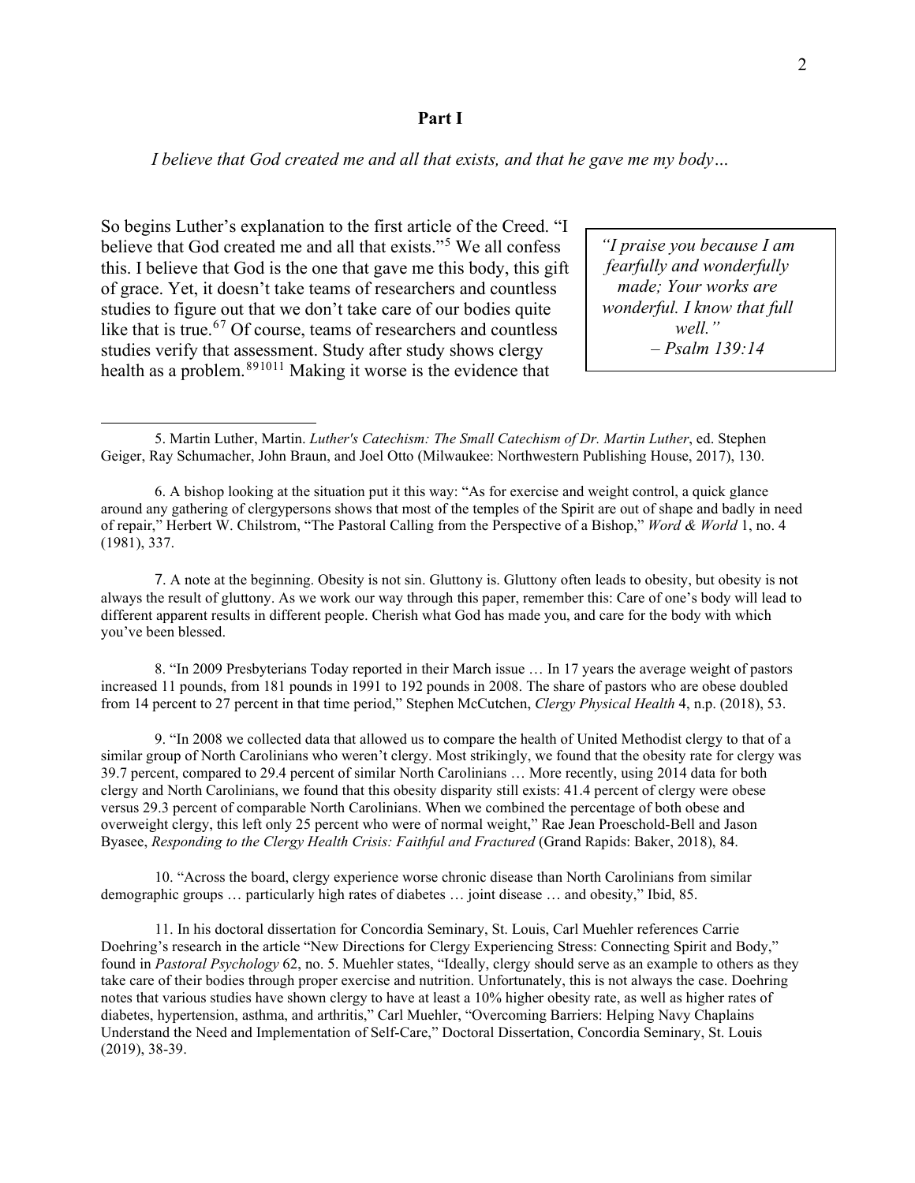## Part I

*I believe that God created me and all that exists, and that he gave me my body…*

> *"I praise you because I am fearfully and wonderfully made; Your works are wonderful. I know that full well."*
> *– Psalm 139:14*

So begins Luther's explanation to the first article of the Creed. "I believe that God created me and all that exists."[5] We all confess this. I believe that God is the one that gave me this body, this gift of grace. Yet, it doesn't take teams of researchers and countless studies to figure out that we don't take care of our bodies quite like that is true.[6][7] Of course, teams of researchers and countless studies verify that assessment. Study after study shows clergy health as a problem.[8][9][10][11] Making it worse is the evidence that

---

5. Martin Luther, Martin. *Luther's Catechism: The Small Catechism of Dr. Martin Luther*, ed. Stephen Geiger, Ray Schumacher, John Braun, and Joel Otto (Milwaukee: Northwestern Publishing House, 2017), 130.

6. A bishop looking at the situation put it this way: "As for exercise and weight control, a quick glance around any gathering of clergypersons shows that most of the temples of the Spirit are out of shape and badly in need of repair," Herbert W. Chilstrom, "The Pastoral Calling from the Perspective of a Bishop," *Word & World* 1, no. 4 (1981), 337.

7. A note at the beginning. Obesity is not sin. Gluttony is. Gluttony often leads to obesity, but obesity is not always the result of gluttony. As we work our way through this paper, remember this: Care of one's body will lead to different apparent results in different people. Cherish what God has made you, and care for the body with which you've been blessed.

8. "In 2009 Presbyterians Today reported in their March issue … In 17 years the average weight of pastors increased 11 pounds, from 181 pounds in 1991 to 192 pounds in 2008. The share of pastors who are obese doubled from 14 percent to 27 percent in that time period," Stephen McCutchen, *Clergy Physical Health* 4, n.p. (2018), 53.

9. "In 2008 we collected data that allowed us to compare the health of United Methodist clergy to that of a similar group of North Carolinians who weren't clergy. Most strikingly, we found that the obesity rate for clergy was 39.7 percent, compared to 29.4 percent of similar North Carolinians … More recently, using 2014 data for both clergy and North Carolinians, we found that this obesity disparity still exists: 41.4 percent of clergy were obese versus 29.3 percent of comparable North Carolinians. When we combined the percentage of both obese and overweight clergy, this left only 25 percent who were of normal weight," Rae Jean Proeschold-Bell and Jason Byasee, *Responding to the Clergy Health Crisis: Faithful and Fractured* (Grand Rapids: Baker, 2018), 84.

10. "Across the board, clergy experience worse chronic disease than North Carolinians from similar demographic groups … particularly high rates of diabetes … joint disease … and obesity," Ibid, 85.

11. In his doctoral dissertation for Concordia Seminary, St. Louis, Carl Muehler references Carrie Doehring's research in the article "New Directions for Clergy Experiencing Stress: Connecting Spirit and Body," found in *Pastoral Psychology* 62, no. 5. Muehler states, "Ideally, clergy should serve as an example to others as they take care of their bodies through proper exercise and nutrition. Unfortunately, this is not always the case. Doehring notes that various studies have shown clergy to have at least a 10% higher obesity rate, as well as higher rates of diabetes, hypertension, asthma, and arthritis," Carl Muehler, "Overcoming Barriers: Helping Navy Chaplains Understand the Need and Implementation of Self-Care," Doctoral Dissertation, Concordia Seminary, St. Louis (2019), 38-39.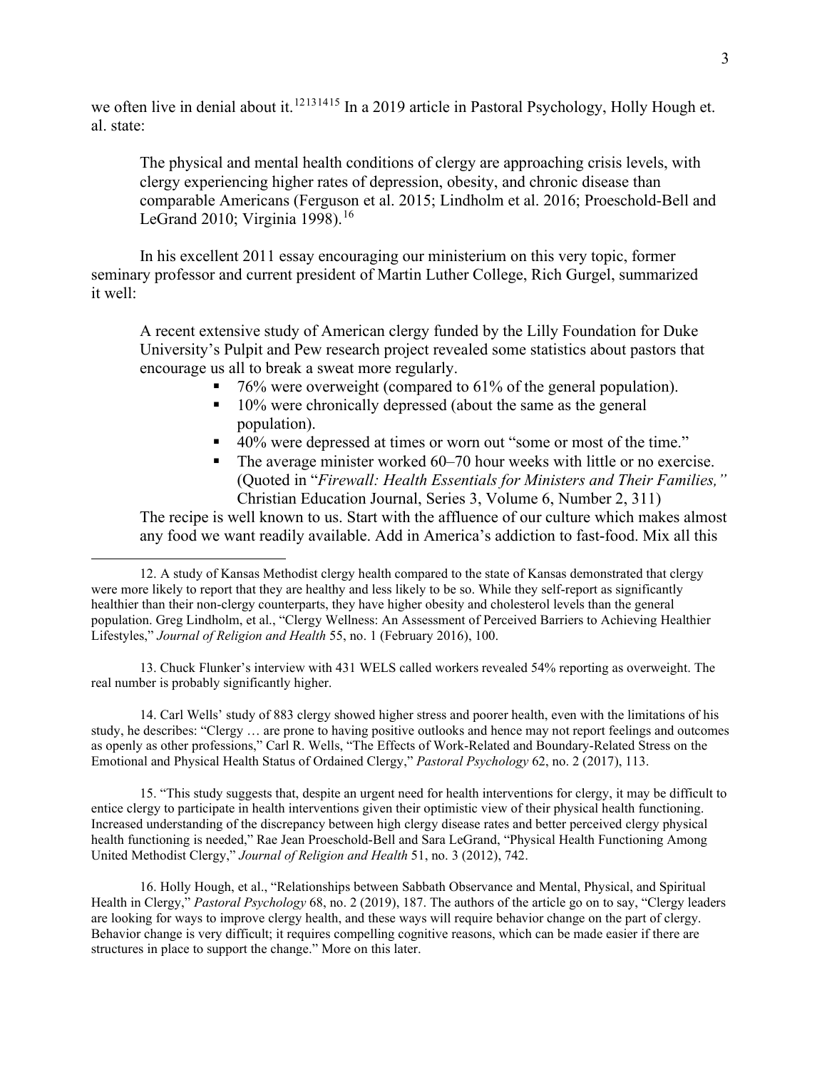we often live in denial about it.[12][13][14][15] In a 2019 article in Pastoral Psychology, Holly Hough et. al. state:

> The physical and mental health conditions of clergy are approaching crisis levels, with clergy experiencing higher rates of depression, obesity, and chronic disease than comparable Americans (Ferguson et al. 2015; Lindholm et al. 2016; Proeschold-Bell and LeGrand 2010; Virginia 1998).[16]

In his excellent 2011 essay encouraging our ministerium on this very topic, former seminary professor and current president of Martin Luther College, Rich Gurgel, summarized it well:

> A recent extensive study of American clergy funded by the Lilly Foundation for Duke University's Pulpit and Pew research project revealed some statistics about pastors that encourage us all to break a sweat more regularly.
>
> - 76% were overweight (compared to 61% of the general population).
> - 10% were chronically depressed (about the same as the general population).
> - 40% were depressed at times or worn out "some or most of the time."
> - The average minister worked 60–70 hour weeks with little or no exercise. (Quoted in "*Firewall: Health Essentials for Ministers and Their Families,"* Christian Education Journal, Series 3, Volume 6, Number 2, 311)
>
> The recipe is well known to us. Start with the affluence of our culture which makes almost any food we want readily available. Add in America's addiction to fast-food. Mix all this

---

12. A study of Kansas Methodist clergy health compared to the state of Kansas demonstrated that clergy were more likely to report that they are healthy and less likely to be so. While they self-report as significantly healthier than their non-clergy counterparts, they have higher obesity and cholesterol levels than the general population. Greg Lindholm, et al., "Clergy Wellness: An Assessment of Perceived Barriers to Achieving Healthier Lifestyles," *Journal of Religion and Health* 55, no. 1 (February 2016), 100.

13. Chuck Flunker's interview with 431 WELS called workers revealed 54% reporting as overweight. The real number is probably significantly higher.

14. Carl Wells' study of 883 clergy showed higher stress and poorer health, even with the limitations of his study, he describes: "Clergy … are prone to having positive outlooks and hence may not report feelings and outcomes as openly as other professions," Carl R. Wells, "The Effects of Work-Related and Boundary-Related Stress on the Emotional and Physical Health Status of Ordained Clergy," *Pastoral Psychology* 62, no. 2 (2017), 113.

15. "This study suggests that, despite an urgent need for health interventions for clergy, it may be difficult to entice clergy to participate in health interventions given their optimistic view of their physical health functioning. Increased understanding of the discrepancy between high clergy disease rates and better perceived clergy physical health functioning is needed," Rae Jean Proeschold-Bell and Sara LeGrand, "Physical Health Functioning Among United Methodist Clergy," *Journal of Religion and Health* 51, no. 3 (2012), 742.

16. Holly Hough, et al., "Relationships between Sabbath Observance and Mental, Physical, and Spiritual Health in Clergy," *Pastoral Psychology* 68, no. 2 (2019), 187. The authors of the article go on to say, "Clergy leaders are looking for ways to improve clergy health, and these ways will require behavior change on the part of clergy. Behavior change is very difficult; it requires compelling cognitive reasons, which can be made easier if there are structures in place to support the change." More on this later.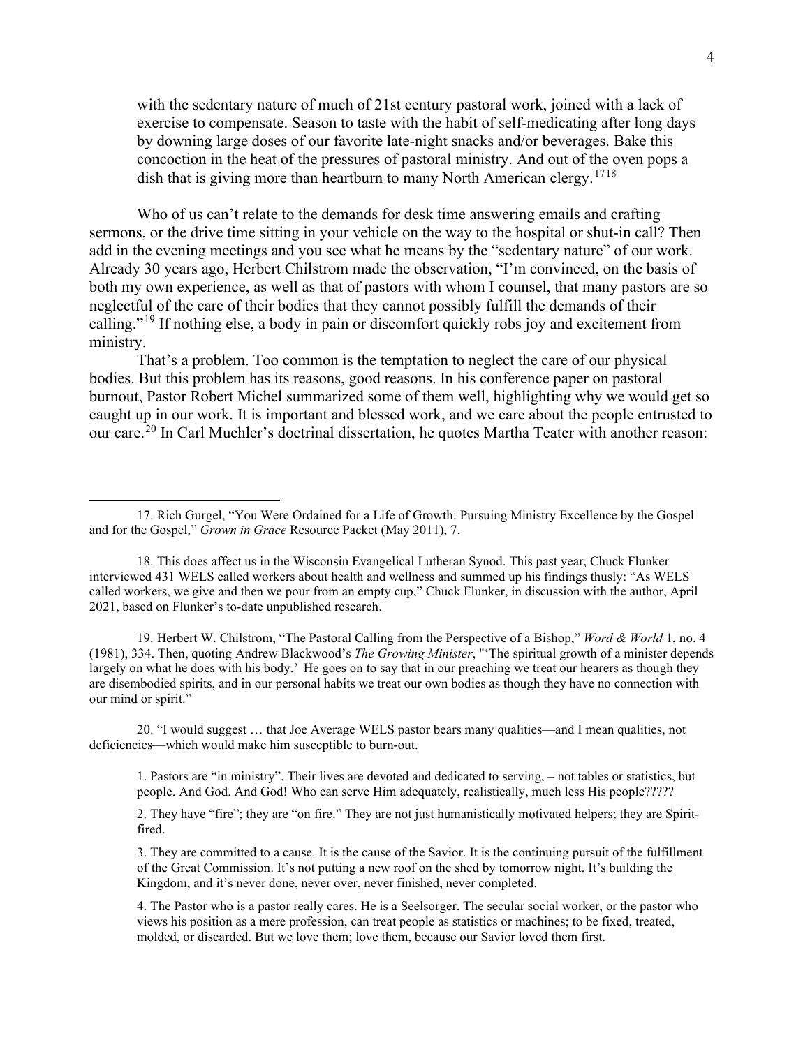> with the sedentary nature of much of 21st century pastoral work, joined with a lack of exercise to compensate. Season to taste with the habit of self-medicating after long days by downing large doses of our favorite late-night snacks and/or beverages. Bake this concoction in the heat of the pressures of pastoral ministry. And out of the oven pops a dish that is giving more than heartburn to many North American clergy.[17][18]

Who of us can't relate to the demands for desk time answering emails and crafting sermons, or the drive time sitting in your vehicle on the way to the hospital or shut-in call? Then add in the evening meetings and you see what he means by the "sedentary nature" of our work. Already 30 years ago, Herbert Chilstrom made the observation, "I'm convinced, on the basis of both my own experience, as well as that of pastors with whom I counsel, that many pastors are so neglectful of the care of their bodies that they cannot possibly fulfill the demands of their calling."[19] If nothing else, a body in pain or discomfort quickly robs joy and excitement from ministry.

That's a problem. Too common is the temptation to neglect the care of our physical bodies. But this problem has its reasons, good reasons. In his conference paper on pastoral burnout, Pastor Robert Michel summarized some of them well, highlighting why we would get so caught up in our work. It is important and blessed work, and we care about the people entrusted to our care.[20] In Carl Muehler's doctrinal dissertation, he quotes Martha Teater with another reason:

---

17. Rich Gurgel, "You Were Ordained for a Life of Growth: Pursuing Ministry Excellence by the Gospel and for the Gospel," *Grown in Grace* Resource Packet (May 2011), 7.

18. This does affect us in the Wisconsin Evangelical Lutheran Synod. This past year, Chuck Flunker interviewed 431 WELS called workers about health and wellness and summed up his findings thusly: "As WELS called workers, we give and then we pour from an empty cup," Chuck Flunker, in discussion with the author, April 2021, based on Flunker's to-date unpublished research.

19. Herbert W. Chilstrom, "The Pastoral Calling from the Perspective of a Bishop," *Word & World* 1, no. 4 (1981), 334. Then, quoting Andrew Blackwood's *The Growing Minister*, "'The spiritual growth of a minister depends largely on what he does with his body.' He goes on to say that in our preaching we treat our hearers as though they are disembodied spirits, and in our personal habits we treat our own bodies as though they have no connection with our mind or spirit."

20. "I would suggest … that Joe Average WELS pastor bears many qualities—and I mean qualities, not deficiencies—which would make him susceptible to burn-out.

> 1. Pastors are "in ministry". Their lives are devoted and dedicated to serving, – not tables or statistics, but people. And God. And God! Who can serve Him adequately, realistically, much less His people?????
>
> 2. They have "fire"; they are "on fire." They are not just humanistically motivated helpers; they are Spirit-fired.
>
> 3. They are committed to a cause. It is the cause of the Savior. It is the continuing pursuit of the fulfillment of the Great Commission. It's not putting a new roof on the shed by tomorrow night. It's building the Kingdom, and it's never done, never over, never finished, never completed.
>
> 4. The Pastor who is a pastor really cares. He is a Seelsorger. The secular social worker, or the pastor who views his position as a mere profession, can treat people as statistics or machines; to be fixed, treated, molded, or discarded. But we love them; love them, because our Savior loved them first.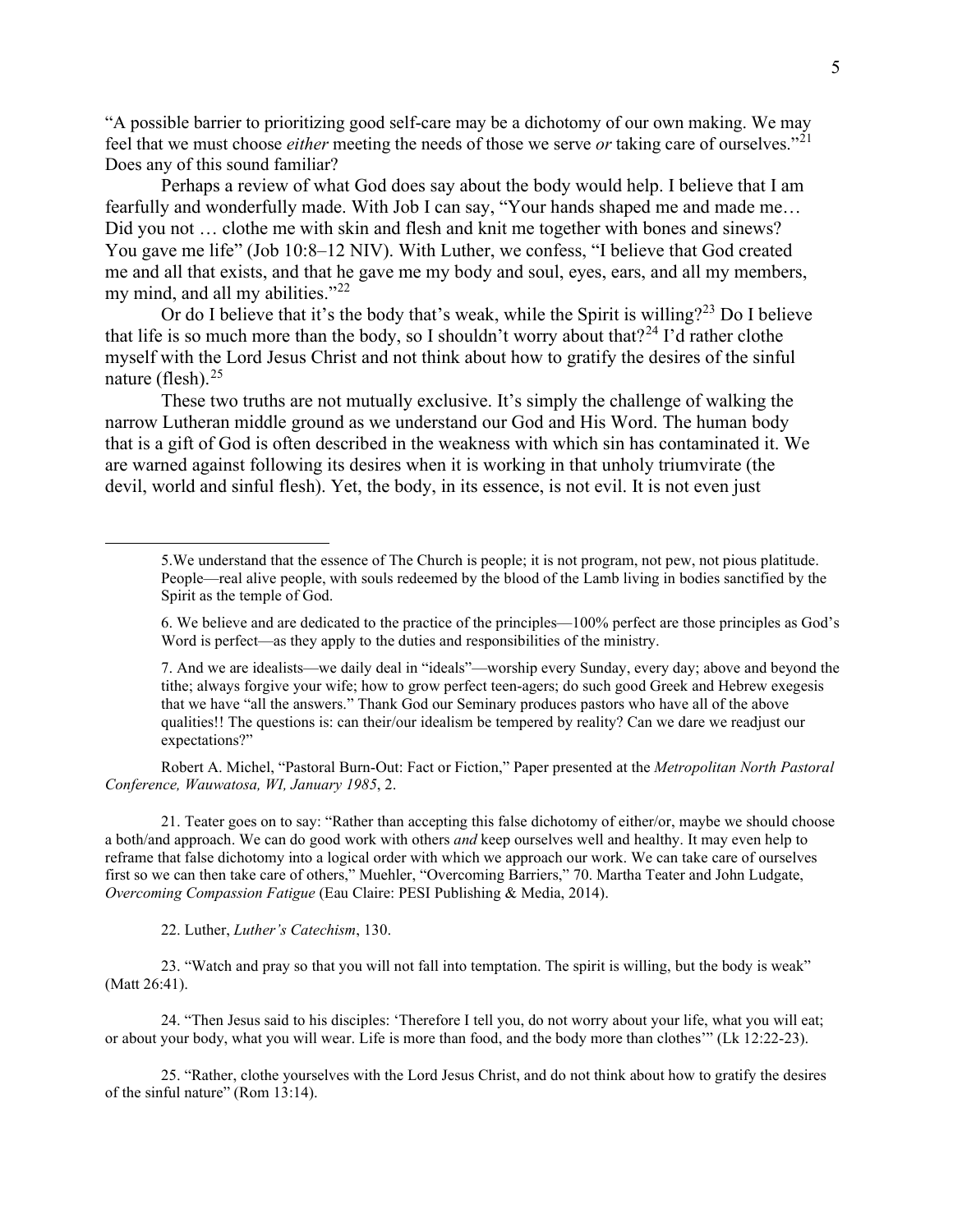"A possible barrier to prioritizing good self-care may be a dichotomy of our own making. We may feel that we must choose *either* meeting the needs of those we serve *or* taking care of ourselves."[21] Does any of this sound familiar?

Perhaps a review of what God does say about the body would help. I believe that I am fearfully and wonderfully made. With Job I can say, "Your hands shaped me and made me… Did you not … clothe me with skin and flesh and knit me together with bones and sinews? You gave me life" (Job 10:8–12 NIV). With Luther, we confess, "I believe that God created me and all that exists, and that he gave me my body and soul, eyes, ears, and all my members, my mind, and all my abilities."[22]

Or do I believe that it's the body that's weak, while the Spirit is willing?[23] Do I believe that life is so much more than the body, so I shouldn't worry about that?[24] I'd rather clothe myself with the Lord Jesus Christ and not think about how to gratify the desires of the sinful nature (flesh).[25]

These two truths are not mutually exclusive. It's simply the challenge of walking the narrow Lutheran middle ground as we understand our God and His Word. The human body that is a gift of God is often described in the weakness with which sin has contaminated it. We are warned against following its desires when it is working in that unholy triumvirate (the devil, world and sinful flesh). Yet, the body, in its essence, is not evil. It is not even just

---

5.We understand that the essence of The Church is people; it is not program, not pew, not pious platitude. People—real alive people, with souls redeemed by the blood of the Lamb living in bodies sanctified by the Spirit as the temple of God.

6. We believe and are dedicated to the practice of the principles—100% perfect are those principles as God's Word is perfect—as they apply to the duties and responsibilities of the ministry.

7. And we are idealists—we daily deal in "ideals"—worship every Sunday, every day; above and beyond the tithe; always forgive your wife; how to grow perfect teen-agers; do such good Greek and Hebrew exegesis that we have "all the answers." Thank God our Seminary produces pastors who have all of the above qualities!! The questions is: can their/our idealism be tempered by reality? Can we dare we readjust our expectations?"

Robert A. Michel, "Pastoral Burn-Out: Fact or Fiction," Paper presented at the *Metropolitan North Pastoral Conference, Wauwatosa, WI, January 1985*, 2.

21. Teater goes on to say: "Rather than accepting this false dichotomy of either/or, maybe we should choose a both/and approach. We can do good work with others *and* keep ourselves well and healthy. It may even help to reframe that false dichotomy into a logical order with which we approach our work. We can take care of ourselves first so we can then take care of others," Muehler, "Overcoming Barriers," 70. Martha Teater and John Ludgate, *Overcoming Compassion Fatigue* (Eau Claire: PESI Publishing & Media, 2014).

22. Luther, *Luther's Catechism*, 130.

23. "Watch and pray so that you will not fall into temptation. The spirit is willing, but the body is weak" (Matt 26:41).

24. "Then Jesus said to his disciples: 'Therefore I tell you, do not worry about your life, what you will eat; or about your body, what you will wear. Life is more than food, and the body more than clothes'" (Lk 12:22-23).

25. "Rather, clothe yourselves with the Lord Jesus Christ, and do not think about how to gratify the desires of the sinful nature" (Rom 13:14).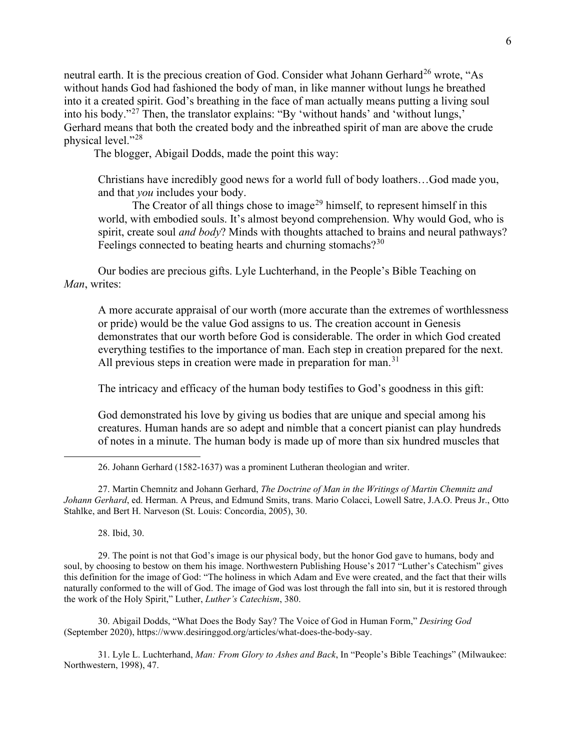neutral earth. It is the precious creation of God. Consider what Johann Gerhard[26] wrote, "As without hands God had fashioned the body of man, in like manner without lungs he breathed into it a created spirit. God's breathing in the face of man actually means putting a living soul into his body."[27] Then, the translator explains: "By 'without hands' and 'without lungs,' Gerhard means that both the created body and the inbreathed spirit of man are above the crude physical level."[28]

The blogger, Abigail Dodds, made the point this way:

> Christians have incredibly good news for a world full of body loathers…God made you, and that *you* includes your body.
>
> The Creator of all things chose to image[29] himself, to represent himself in this world, with embodied souls. It's almost beyond comprehension. Why would God, who is spirit, create soul *and body*? Minds with thoughts attached to brains and neural pathways? Feelings connected to beating hearts and churning stomachs?[30]

Our bodies are precious gifts. Lyle Luchterhand, in the People's Bible Teaching on *Man*, writes:

> A more accurate appraisal of our worth (more accurate than the extremes of worthlessness or pride) would be the value God assigns to us. The creation account in Genesis demonstrates that our worth before God is considerable. The order in which God created everything testifies to the importance of man. Each step in creation prepared for the next. All previous steps in creation were made in preparation for man.[31]

The intricacy and efficacy of the human body testifies to God's goodness in this gift:

> God demonstrated his love by giving us bodies that are unique and special among his creatures. Human hands are so adept and nimble that a concert pianist can play hundreds of notes in a minute. The human body is made up of more than six hundred muscles that

---

26. Johann Gerhard (1582-1637) was a prominent Lutheran theologian and writer.

27. Martin Chemnitz and Johann Gerhard, *The Doctrine of Man in the Writings of Martin Chemnitz and Johann Gerhard*, ed. Herman. A Preus, and Edmund Smits, trans. Mario Colacci, Lowell Satre, J.A.O. Preus Jr., Otto Stahlke, and Bert H. Narveson (St. Louis: Concordia, 2005), 30.

28. Ibid, 30.

29. The point is not that God's image is our physical body, but the honor God gave to humans, body and soul, by choosing to bestow on them his image. Northwestern Publishing House's 2017 "Luther's Catechism" gives this definition for the image of God: "The holiness in which Adam and Eve were created, and the fact that their wills naturally conformed to the will of God. The image of God was lost through the fall into sin, but it is restored through the work of the Holy Spirit," Luther, *Luther's Catechism*, 380.

30. Abigail Dodds, "What Does the Body Say? The Voice of God in Human Form," *Desiring God* (September 2020), https://www.desiringgod.org/articles/what-does-the-body-say.

31. Lyle L. Luchterhand, *Man: From Glory to Ashes and Back*, In "People's Bible Teachings" (Milwaukee: Northwestern, 1998), 47.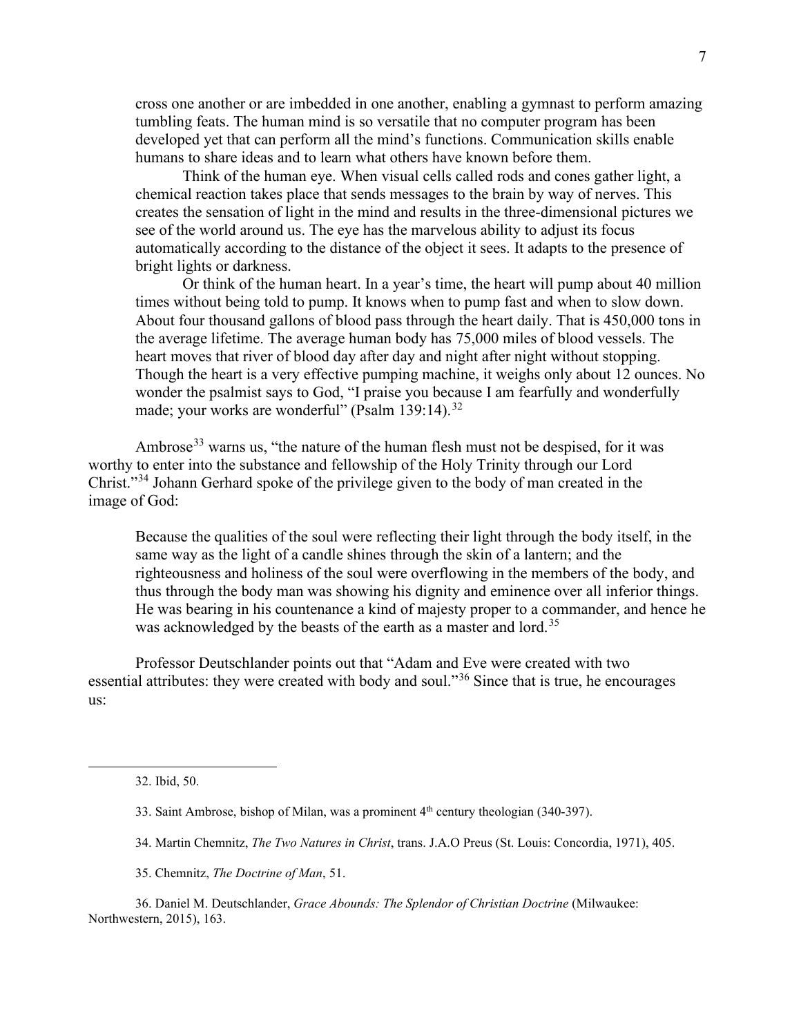cross one another or are imbedded in one another, enabling a gymnast to perform amazing tumbling feats. The human mind is so versatile that no computer program has been developed yet that can perform all the mind's functions. Communication skills enable humans to share ideas and to learn what others have known before them.

> Think of the human eye. When visual cells called rods and cones gather light, a chemical reaction takes place that sends messages to the brain by way of nerves. This creates the sensation of light in the mind and results in the three-dimensional pictures we see of the world around us. The eye has the marvelous ability to adjust its focus automatically according to the distance of the object it sees. It adapts to the presence of bright lights or darkness.
>
> Or think of the human heart. In a year's time, the heart will pump about 40 million times without being told to pump. It knows when to pump fast and when to slow down. About four thousand gallons of blood pass through the heart daily. That is 450,000 tons in the average lifetime. The average human body has 75,000 miles of blood vessels. The heart moves that river of blood day after day and night after night without stopping. Though the heart is a very effective pumping machine, it weighs only about 12 ounces. No wonder the psalmist says to God, "I praise you because I am fearfully and wonderfully made; your works are wonderful" (Psalm 139:14).[32]

Ambrose[33] warns us, "the nature of the human flesh must not be despised, for it was worthy to enter into the substance and fellowship of the Holy Trinity through our Lord Christ."[34] Johann Gerhard spoke of the privilege given to the body of man created in the image of God:

> Because the qualities of the soul were reflecting their light through the body itself, in the same way as the light of a candle shines through the skin of a lantern; and the righteousness and holiness of the soul were overflowing in the members of the body, and thus through the body man was showing his dignity and eminence over all inferior things. He was bearing in his countenance a kind of majesty proper to a commander, and hence he was acknowledged by the beasts of the earth as a master and lord.[35]

Professor Deutschlander points out that "Adam and Eve were created with two essential attributes: they were created with body and soul."[36] Since that is true, he encourages us:

---

32. Ibid, 50.

33. Saint Ambrose, bishop of Milan, was a prominent 4th century theologian (340-397).

34. Martin Chemnitz, *The Two Natures in Christ*, trans. J.A.O Preus (St. Louis: Concordia, 1971), 405.

35. Chemnitz, *The Doctrine of Man*, 51.

36. Daniel M. Deutschlander, *Grace Abounds: The Splendor of Christian Doctrine* (Milwaukee: Northwestern, 2015), 163.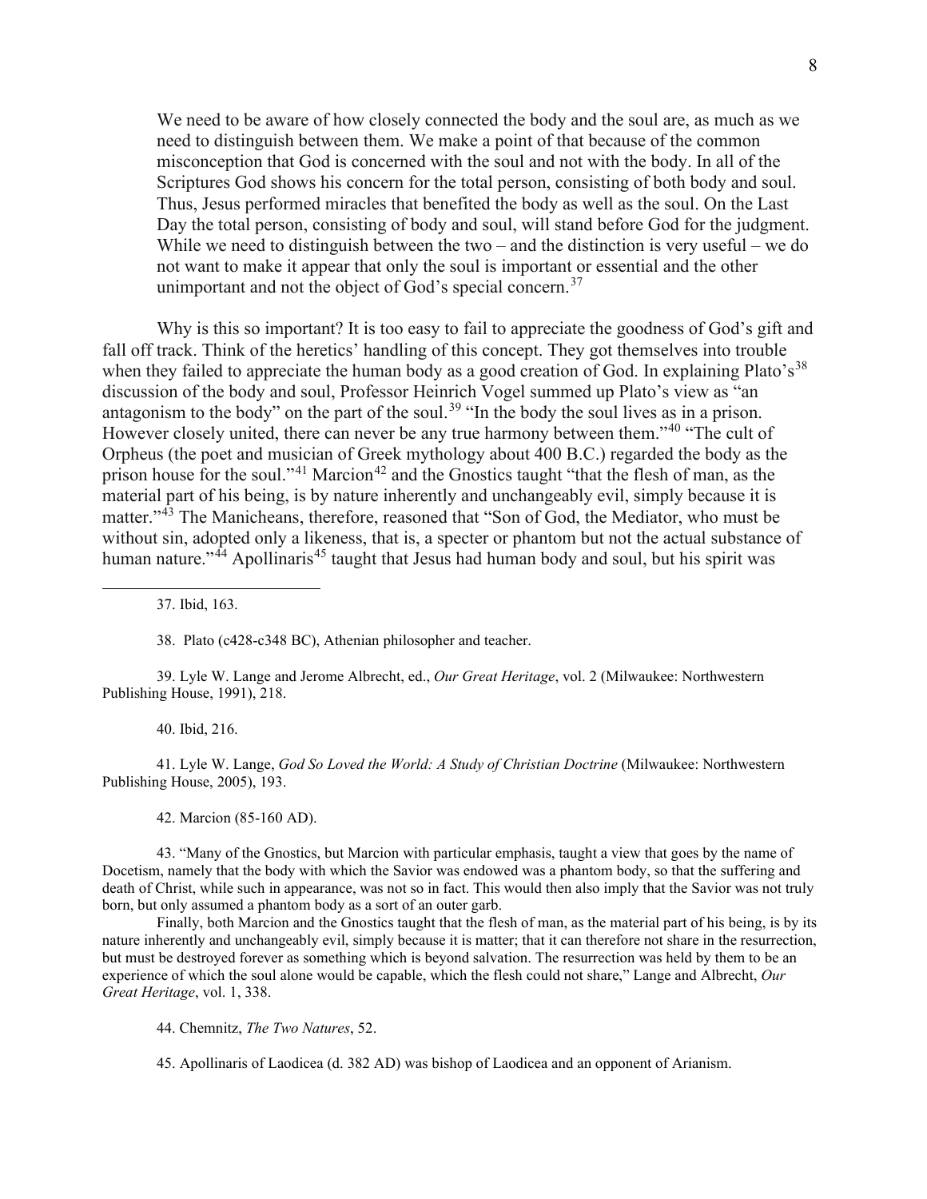> We need to be aware of how closely connected the body and the soul are, as much as we need to distinguish between them. We make a point of that because of the common misconception that God is concerned with the soul and not with the body. In all of the Scriptures God shows his concern for the total person, consisting of both body and soul. Thus, Jesus performed miracles that benefited the body as well as the soul. On the Last Day the total person, consisting of body and soul, will stand before God for the judgment. While we need to distinguish between the two – and the distinction is very useful – we do not want to make it appear that only the soul is important or essential and the other unimportant and not the object of God's special concern.[37]

Why is this so important? It is too easy to fail to appreciate the goodness of God's gift and fall off track. Think of the heretics' handling of this concept. They got themselves into trouble when they failed to appreciate the human body as a good creation of God. In explaining Plato's[38] discussion of the body and soul, Professor Heinrich Vogel summed up Plato's view as "an antagonism to the body" on the part of the soul.[39] "In the body the soul lives as in a prison. However closely united, there can never be any true harmony between them."[40] "The cult of Orpheus (the poet and musician of Greek mythology about 400 B.C.) regarded the body as the prison house for the soul."[41] Marcion[42] and the Gnostics taught "that the flesh of man, as the material part of his being, is by nature inherently and unchangeably evil, simply because it is matter."[43] The Manicheans, therefore, reasoned that "Son of God, the Mediator, who must be without sin, adopted only a likeness, that is, a specter or phantom but not the actual substance of human nature."[44] Apollinaris[45] taught that Jesus had human body and soul, but his spirit was

---

37. Ibid, 163.

38. Plato (c428-c348 BC), Athenian philosopher and teacher.

39. Lyle W. Lange and Jerome Albrecht, ed., *Our Great Heritage*, vol. 2 (Milwaukee: Northwestern Publishing House, 1991), 218.

40. Ibid, 216.

41. Lyle W. Lange, *God So Loved the World: A Study of Christian Doctrine* (Milwaukee: Northwestern Publishing House, 2005), 193.

42. Marcion (85-160 AD).

43. "Many of the Gnostics, but Marcion with particular emphasis, taught a view that goes by the name of Docetism, namely that the body with which the Savior was endowed was a phantom body, so that the suffering and death of Christ, while such in appearance, was not so in fact. This would then also imply that the Savior was not truly born, but only assumed a phantom body as a sort of an outer garb.

Finally, both Marcion and the Gnostics taught that the flesh of man, as the material part of his being, is by its nature inherently and unchangeably evil, simply because it is matter; that it can therefore not share in the resurrection, but must be destroyed forever as something which is beyond salvation. The resurrection was held by them to be an experience of which the soul alone would be capable, which the flesh could not share," Lange and Albrecht, *Our Great Heritage*, vol. 1, 338.

44. Chemnitz, *The Two Natures*, 52.

45. Apollinaris of Laodicea (d. 382 AD) was bishop of Laodicea and an opponent of Arianism.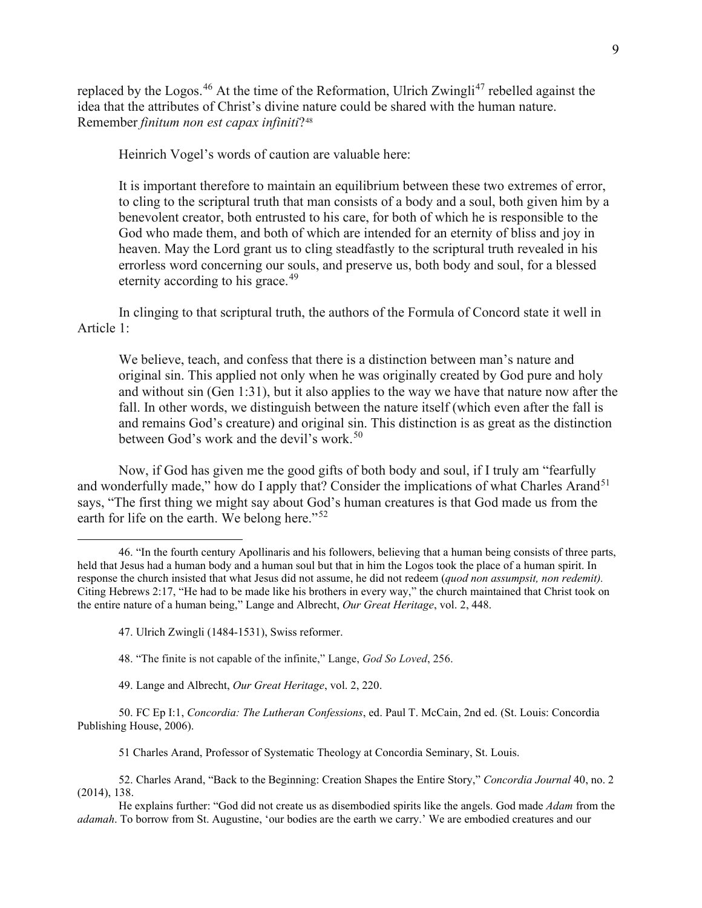replaced by the Logos.[46] At the time of the Reformation, Ulrich Zwingli[47] rebelled against the idea that the attributes of Christ's divine nature could be shared with the human nature. Remember *finitum non est capax infiniti*?[48]

Heinrich Vogel's words of caution are valuable here:

> It is important therefore to maintain an equilibrium between these two extremes of error, to cling to the scriptural truth that man consists of a body and a soul, both given him by a benevolent creator, both entrusted to his care, for both of which he is responsible to the God who made them, and both of which are intended for an eternity of bliss and joy in heaven. May the Lord grant us to cling steadfastly to the scriptural truth revealed in his errorless word concerning our souls, and preserve us, both body and soul, for a blessed eternity according to his grace.[49]

In clinging to that scriptural truth, the authors of the Formula of Concord state it well in Article 1:

> We believe, teach, and confess that there is a distinction between man's nature and original sin. This applied not only when he was originally created by God pure and holy and without sin (Gen 1:31), but it also applies to the way we have that nature now after the fall. In other words, we distinguish between the nature itself (which even after the fall is and remains God's creature) and original sin. This distinction is as great as the distinction between God's work and the devil's work.[50]

Now, if God has given me the good gifts of both body and soul, if I truly am "fearfully and wonderfully made," how do I apply that? Consider the implications of what Charles Arand[51] says, "The first thing we might say about God's human creatures is that God made us from the earth for life on the earth. We belong here."[52]

---

46. "In the fourth century Apollinaris and his followers, believing that a human being consists of three parts, held that Jesus had a human body and a human soul but that in him the Logos took the place of a human spirit. In response the church insisted that what Jesus did not assume, he did not redeem (*quod non assumpsit, non redemit).* Citing Hebrews 2:17, "He had to be made like his brothers in every way," the church maintained that Christ took on the entire nature of a human being," Lange and Albrecht, *Our Great Heritage*, vol. 2, 448.

47. Ulrich Zwingli (1484-1531), Swiss reformer.

48. "The finite is not capable of the infinite," Lange, *God So Loved*, 256.

49. Lange and Albrecht, *Our Great Heritage*, vol. 2, 220.

50. FC Ep I:1, *Concordia: The Lutheran Confessions*, ed. Paul T. McCain, 2nd ed. (St. Louis: Concordia Publishing House, 2006).

51 Charles Arand, Professor of Systematic Theology at Concordia Seminary, St. Louis.

52. Charles Arand, "Back to the Beginning: Creation Shapes the Entire Story," *Concordia Journal* 40, no. 2 (2014), 138.

He explains further: "God did not create us as disembodied spirits like the angels. God made *Adam* from the *adamah*. To borrow from St. Augustine, 'our bodies are the earth we carry.' We are embodied creatures and our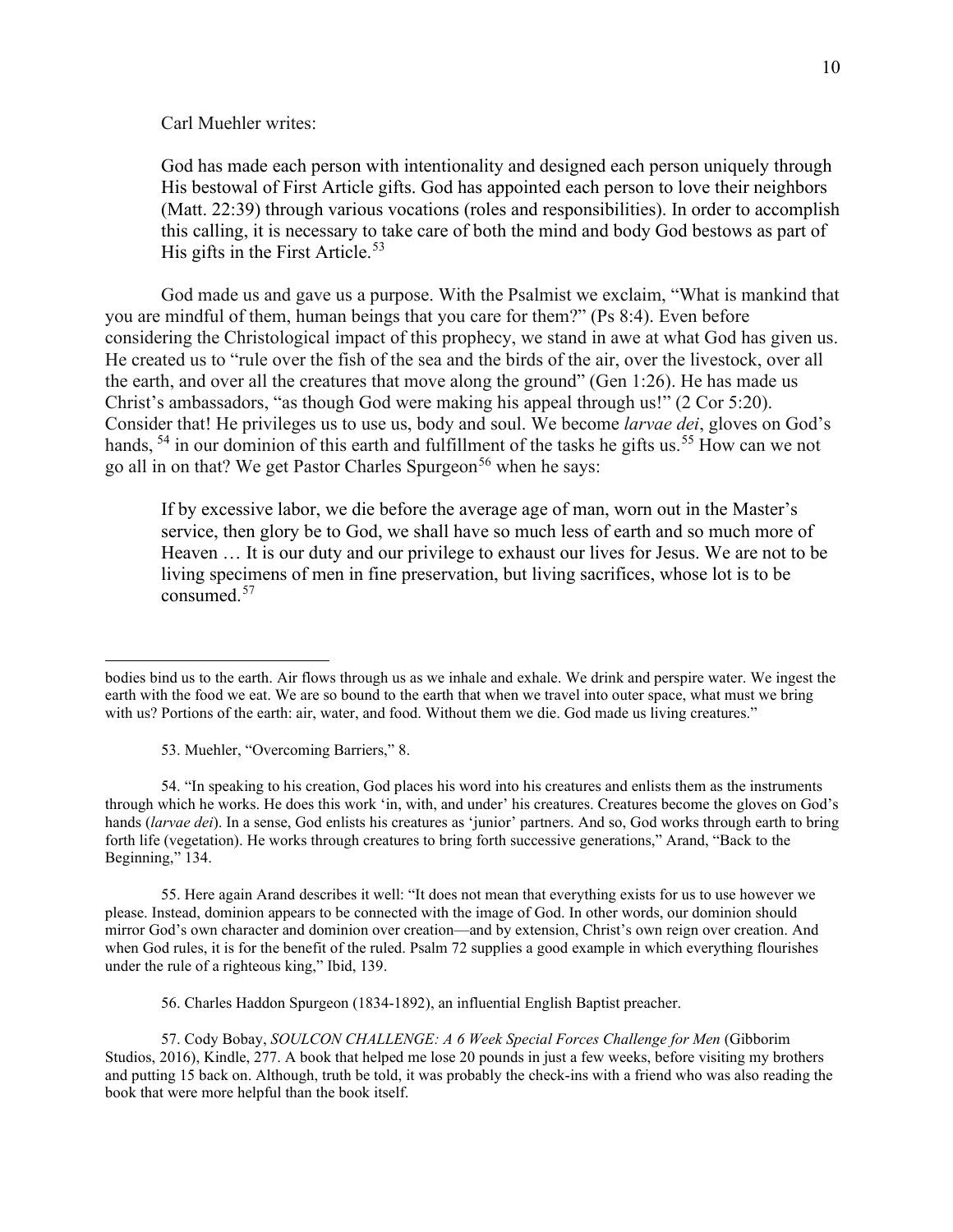Carl Muehler writes:

> God has made each person with intentionality and designed each person uniquely through His bestowal of First Article gifts. God has appointed each person to love their neighbors (Matt. 22:39) through various vocations (roles and responsibilities). In order to accomplish this calling, it is necessary to take care of both the mind and body God bestows as part of His gifts in the First Article.[53]

God made us and gave us a purpose. With the Psalmist we exclaim, "What is mankind that you are mindful of them, human beings that you care for them?" (Ps 8:4). Even before considering the Christological impact of this prophecy, we stand in awe at what God has given us. He created us to "rule over the fish of the sea and the birds of the air, over the livestock, over all the earth, and over all the creatures that move along the ground" (Gen 1:26). He has made us Christ's ambassadors, "as though God were making his appeal through us!" (2 Cor 5:20). Consider that! He privileges us to use us, body and soul. We become *larvae dei*, gloves on God's hands, [54] in our dominion of this earth and fulfillment of the tasks he gifts us.[55] How can we not go all in on that? We get Pastor Charles Spurgeon[56] when he says:

> If by excessive labor, we die before the average age of man, worn out in the Master's service, then glory be to God, we shall have so much less of earth and so much more of Heaven … It is our duty and our privilege to exhaust our lives for Jesus. We are not to be living specimens of men in fine preservation, but living sacrifices, whose lot is to be consumed.[57]

---

bodies bind us to the earth. Air flows through us as we inhale and exhale. We drink and perspire water. We ingest the earth with the food we eat. We are so bound to the earth that when we travel into outer space, what must we bring with us? Portions of the earth: air, water, and food. Without them we die. God made us living creatures."

53. Muehler, "Overcoming Barriers," 8.

54. "In speaking to his creation, God places his word into his creatures and enlists them as the instruments through which he works. He does this work 'in, with, and under' his creatures. Creatures become the gloves on God's hands (*larvae dei*). In a sense, God enlists his creatures as 'junior' partners. And so, God works through earth to bring forth life (vegetation). He works through creatures to bring forth successive generations," Arand, "Back to the Beginning," 134.

55. Here again Arand describes it well: "It does not mean that everything exists for us to use however we please. Instead, dominion appears to be connected with the image of God. In other words, our dominion should mirror God's own character and dominion over creation—and by extension, Christ's own reign over creation. And when God rules, it is for the benefit of the ruled. Psalm 72 supplies a good example in which everything flourishes under the rule of a righteous king," Ibid, 139.

56. Charles Haddon Spurgeon (1834-1892), an influential English Baptist preacher.

57. Cody Bobay, *SOULCON CHALLENGE: A 6 Week Special Forces Challenge for Men* (Gibborim Studios, 2016), Kindle, 277. A book that helped me lose 20 pounds in just a few weeks, before visiting my brothers and putting 15 back on. Although, truth be told, it was probably the check-ins with a friend who was also reading the book that were more helpful than the book itself.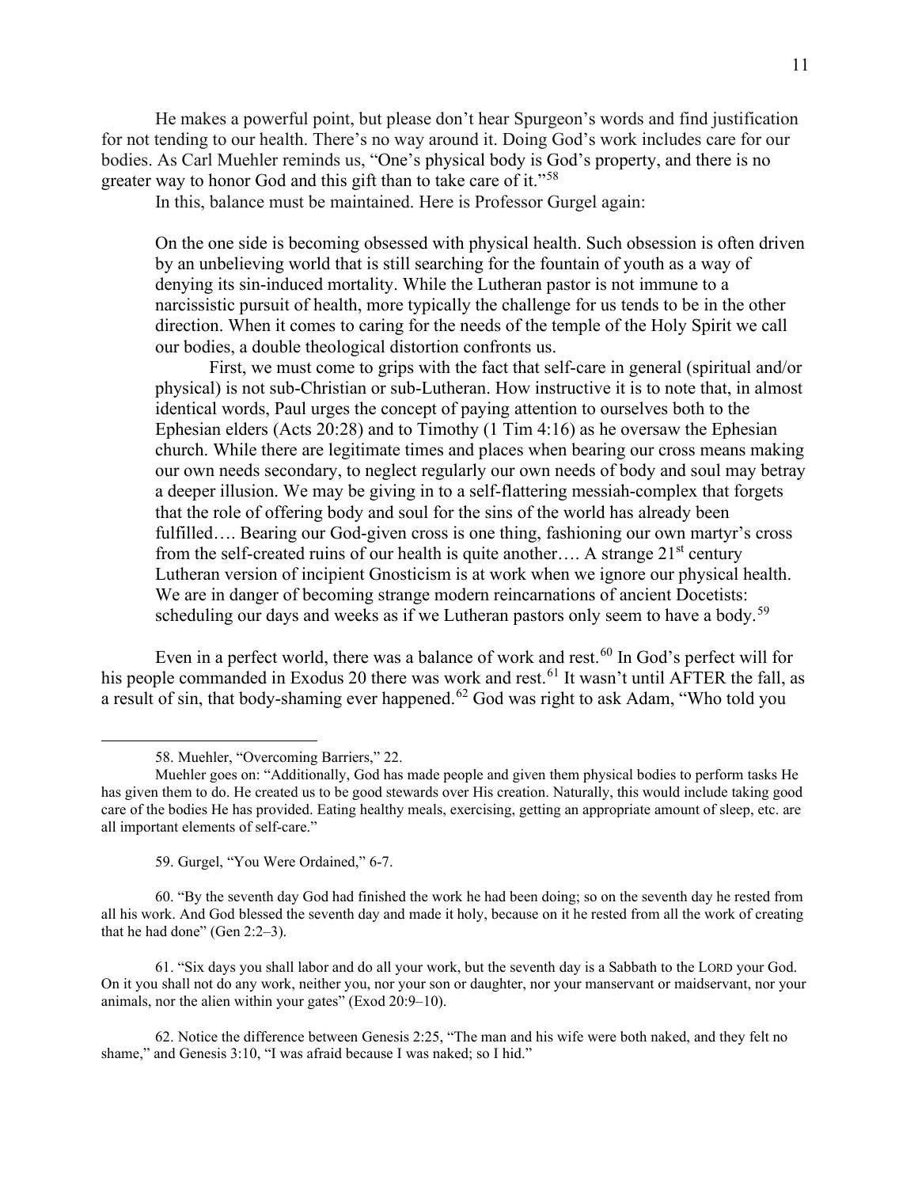He makes a powerful point, but please don't hear Spurgeon's words and find justification for not tending to our health. There's no way around it. Doing God's work includes care for our bodies. As Carl Muehler reminds us, "One's physical body is God's property, and there is no greater way to honor God and this gift than to take care of it."[58]

In this, balance must be maintained. Here is Professor Gurgel again:

> On the one side is becoming obsessed with physical health. Such obsession is often driven by an unbelieving world that is still searching for the fountain of youth as a way of denying its sin-induced mortality. While the Lutheran pastor is not immune to a narcissistic pursuit of health, more typically the challenge for us tends to be in the other direction. When it comes to caring for the needs of the temple of the Holy Spirit we call our bodies, a double theological distortion confronts us.
>
> First, we must come to grips with the fact that self-care in general (spiritual and/or physical) is not sub-Christian or sub-Lutheran. How instructive it is to note that, in almost identical words, Paul urges the concept of paying attention to ourselves both to the Ephesian elders (Acts 20:28) and to Timothy (1 Tim 4:16) as he oversaw the Ephesian church. While there are legitimate times and places when bearing our cross means making our own needs secondary, to neglect regularly our own needs of body and soul may betray a deeper illusion. We may be giving in to a self-flattering messiah-complex that forgets that the role of offering body and soul for the sins of the world has already been fulfilled…. Bearing our God-given cross is one thing, fashioning our own martyr's cross from the self-created ruins of our health is quite another…. A strange 21st century Lutheran version of incipient Gnosticism is at work when we ignore our physical health. We are in danger of becoming strange modern reincarnations of ancient Docetists: scheduling our days and weeks as if we Lutheran pastors only seem to have a body.[59]

Even in a perfect world, there was a balance of work and rest.[60] In God's perfect will for his people commanded in Exodus 20 there was work and rest.[61] It wasn't until AFTER the fall, as a result of sin, that body-shaming ever happened.[62] God was right to ask Adam, "Who told you

---

58. Muehler, "Overcoming Barriers," 22.

Muehler goes on: "Additionally, God has made people and given them physical bodies to perform tasks He has given them to do. He created us to be good stewards over His creation. Naturally, this would include taking good care of the bodies He has provided. Eating healthy meals, exercising, getting an appropriate amount of sleep, etc. are all important elements of self-care."

59. Gurgel, "You Were Ordained," 6-7.

60. "By the seventh day God had finished the work he had been doing; so on the seventh day he rested from all his work. And God blessed the seventh day and made it holy, because on it he rested from all the work of creating that he had done" (Gen 2:2–3).

61. "Six days you shall labor and do all your work, but the seventh day is a Sabbath to the LORD your God. On it you shall not do any work, neither you, nor your son or daughter, nor your manservant or maidservant, nor your animals, nor the alien within your gates" (Exod 20:9–10).

62. Notice the difference between Genesis 2:25, "The man and his wife were both naked, and they felt no shame," and Genesis 3:10, "I was afraid because I was naked; so I hid."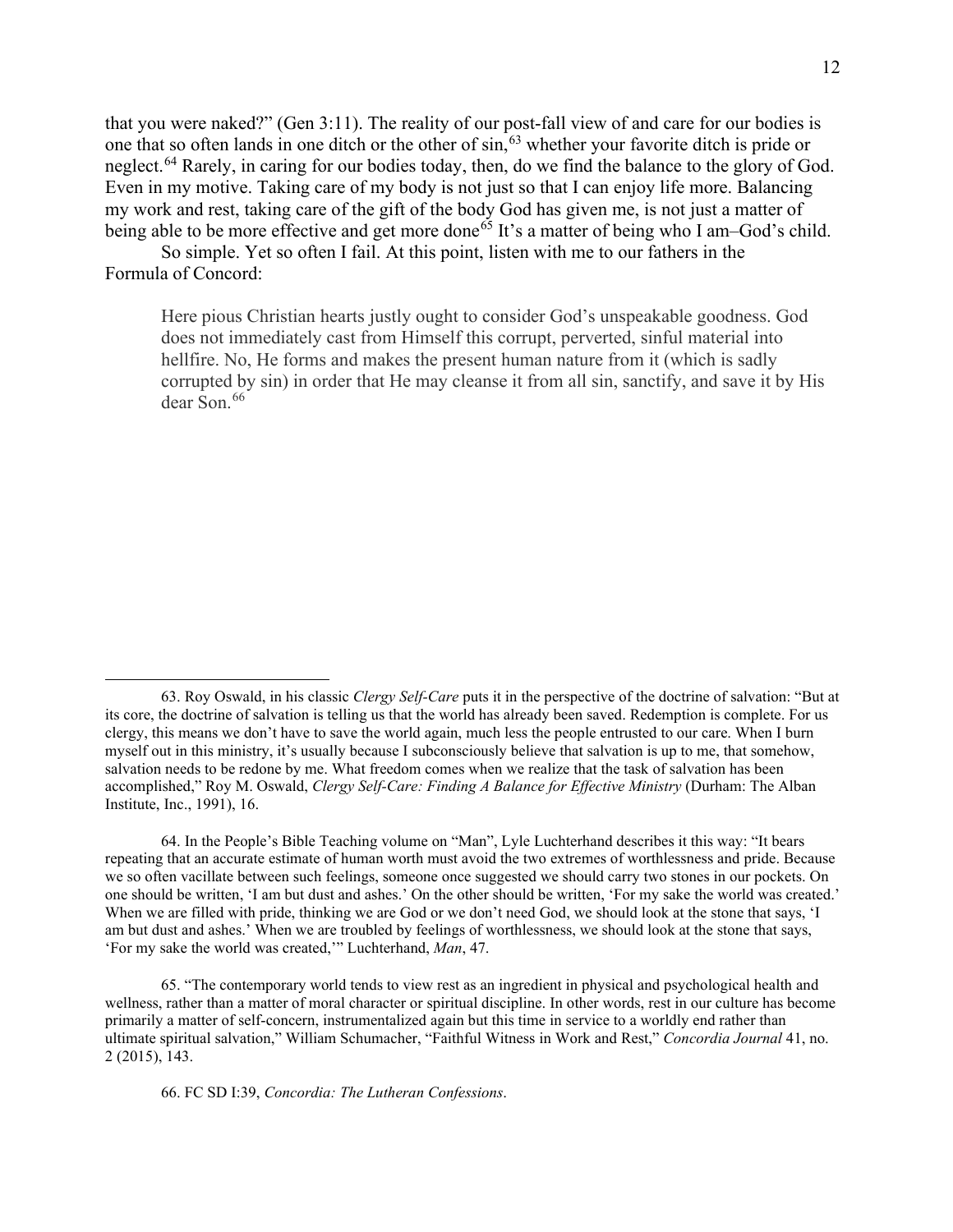that you were naked?" (Gen 3:11). The reality of our post-fall view of and care for our bodies is one that so often lands in one ditch or the other of sin,[63] whether your favorite ditch is pride or neglect.[64] Rarely, in caring for our bodies today, then, do we find the balance to the glory of God. Even in my motive. Taking care of my body is not just so that I can enjoy life more. Balancing my work and rest, taking care of the gift of the body God has given me, is not just a matter of being able to be more effective and get more done[65] It's a matter of being who I am–God's child.

So simple. Yet so often I fail. At this point, listen with me to our fathers in the Formula of Concord:

> Here pious Christian hearts justly ought to consider God's unspeakable goodness. God does not immediately cast from Himself this corrupt, perverted, sinful material into hellfire. No, He forms and makes the present human nature from it (which is sadly corrupted by sin) in order that He may cleanse it from all sin, sanctify, and save it by His dear Son.[66]

---

63. Roy Oswald, in his classic *Clergy Self-Care* puts it in the perspective of the doctrine of salvation: "But at its core, the doctrine of salvation is telling us that the world has already been saved. Redemption is complete. For us clergy, this means we don't have to save the world again, much less the people entrusted to our care. When I burn myself out in this ministry, it's usually because I subconsciously believe that salvation is up to me, that somehow, salvation needs to be redone by me. What freedom comes when we realize that the task of salvation has been accomplished," Roy M. Oswald, *Clergy Self-Care: Finding A Balance for Effective Ministry* (Durham: The Alban Institute, Inc., 1991), 16.

64. In the People's Bible Teaching volume on "Man", Lyle Luchterhand describes it this way: "It bears repeating that an accurate estimate of human worth must avoid the two extremes of worthlessness and pride. Because we so often vacillate between such feelings, someone once suggested we should carry two stones in our pockets. On one should be written, 'I am but dust and ashes.' On the other should be written, 'For my sake the world was created.' When we are filled with pride, thinking we are God or we don't need God, we should look at the stone that says, 'I am but dust and ashes.' When we are troubled by feelings of worthlessness, we should look at the stone that says, 'For my sake the world was created,'" Luchterhand, *Man*, 47.

65. "The contemporary world tends to view rest as an ingredient in physical and psychological health and wellness, rather than a matter of moral character or spiritual discipline. In other words, rest in our culture has become primarily a matter of self-concern, instrumentalized again but this time in service to a worldly end rather than ultimate spiritual salvation," William Schumacher, "Faithful Witness in Work and Rest," *Concordia Journal* 41, no. 2 (2015), 143.

66. FC SD I:39, *Concordia: The Lutheran Confessions*.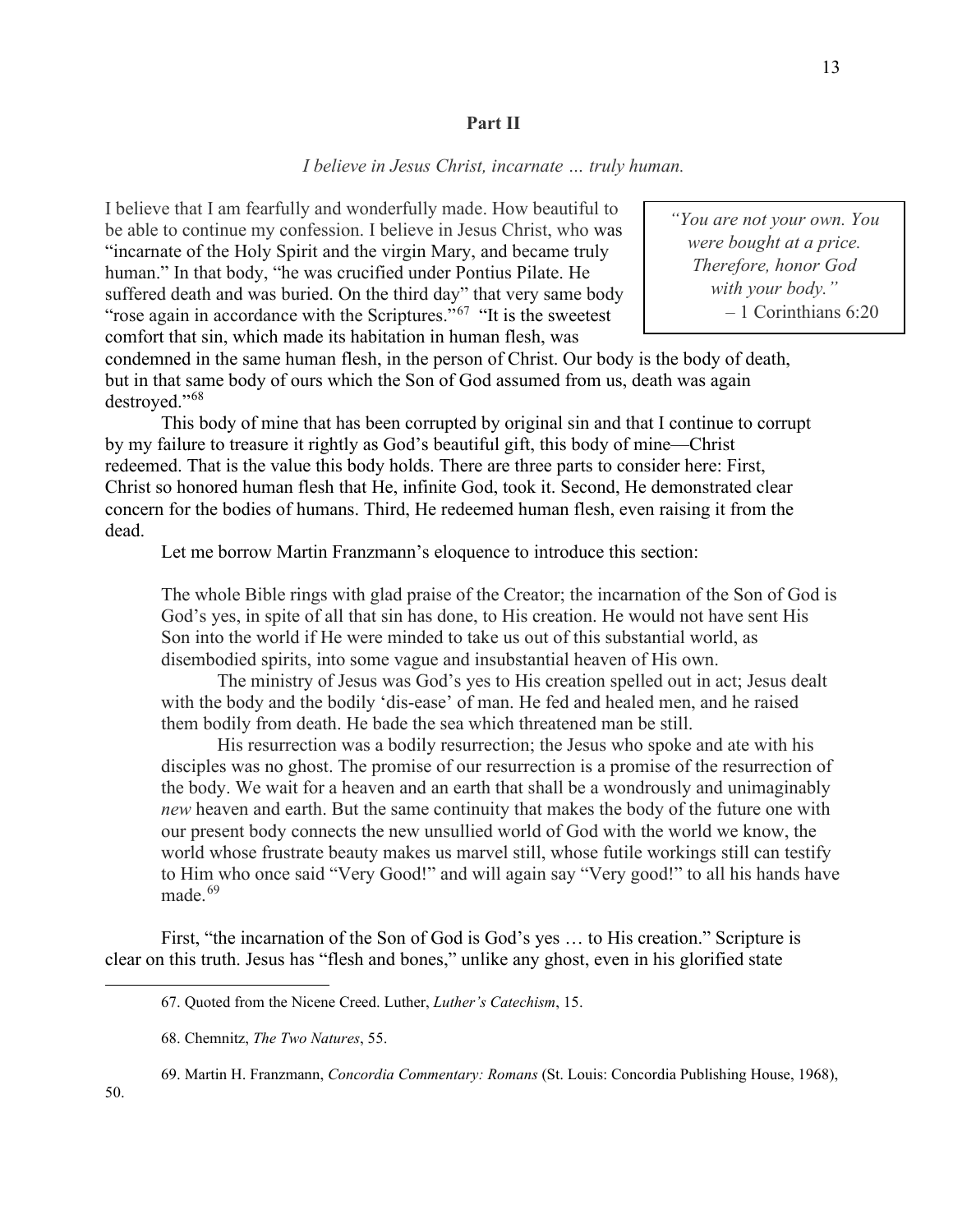## Part II

*I believe in Jesus Christ, incarnate … truly human.*

> *"You are not your own. You were bought at a price. Therefore, honor God with your body."*
> – 1 Corinthians 6:20

I believe that I am fearfully and wonderfully made. How beautiful to be able to continue my confession. I believe in Jesus Christ, who was "incarnate of the Holy Spirit and the virgin Mary, and became truly human." In that body, "he was crucified under Pontius Pilate. He suffered death and was buried. On the third day" that very same body "rose again in accordance with the Scriptures."[67] "It is the sweetest comfort that sin, which made its habitation in human flesh, was condemned in the same human flesh, in the person of Christ. Our body is the body of death, but in that same body of ours which the Son of God assumed from us, death was again destroyed."[68]

This body of mine that has been corrupted by original sin and that I continue to corrupt by my failure to treasure it rightly as God's beautiful gift, this body of mine—Christ redeemed. That is the value this body holds. There are three parts to consider here: First, Christ so honored human flesh that He, infinite God, took it. Second, He demonstrated clear concern for the bodies of humans. Third, He redeemed human flesh, even raising it from the dead.

Let me borrow Martin Franzmann's eloquence to introduce this section:

> The whole Bible rings with glad praise of the Creator; the incarnation of the Son of God is God's yes, in spite of all that sin has done, to His creation. He would not have sent His Son into the world if He were minded to take us out of this substantial world, as disembodied spirits, into some vague and insubstantial heaven of His own.
>
> The ministry of Jesus was God's yes to His creation spelled out in act; Jesus dealt with the body and the bodily 'dis-ease' of man. He fed and healed men, and he raised them bodily from death. He bade the sea which threatened man be still.
>
> His resurrection was a bodily resurrection; the Jesus who spoke and ate with his disciples was no ghost. The promise of our resurrection is a promise of the resurrection of the body. We wait for a heaven and an earth that shall be a wondrously and unimaginably *new* heaven and earth. But the same continuity that makes the body of the future one with our present body connects the new unsullied world of God with the world we know, the world whose frustrate beauty makes us marvel still, whose futile workings still can testify to Him who once said "Very Good!" and will again say "Very good!" to all his hands have made.[69]

First, "the incarnation of the Son of God is God's yes … to His creation." Scripture is clear on this truth. Jesus has "flesh and bones," unlike any ghost, even in his glorified state

---

67. Quoted from the Nicene Creed. Luther, *Luther's Catechism*, 15.

68. Chemnitz, *The Two Natures*, 55.

69. Martin H. Franzmann, *Concordia Commentary: Romans* (St. Louis: Concordia Publishing House, 1968), 50.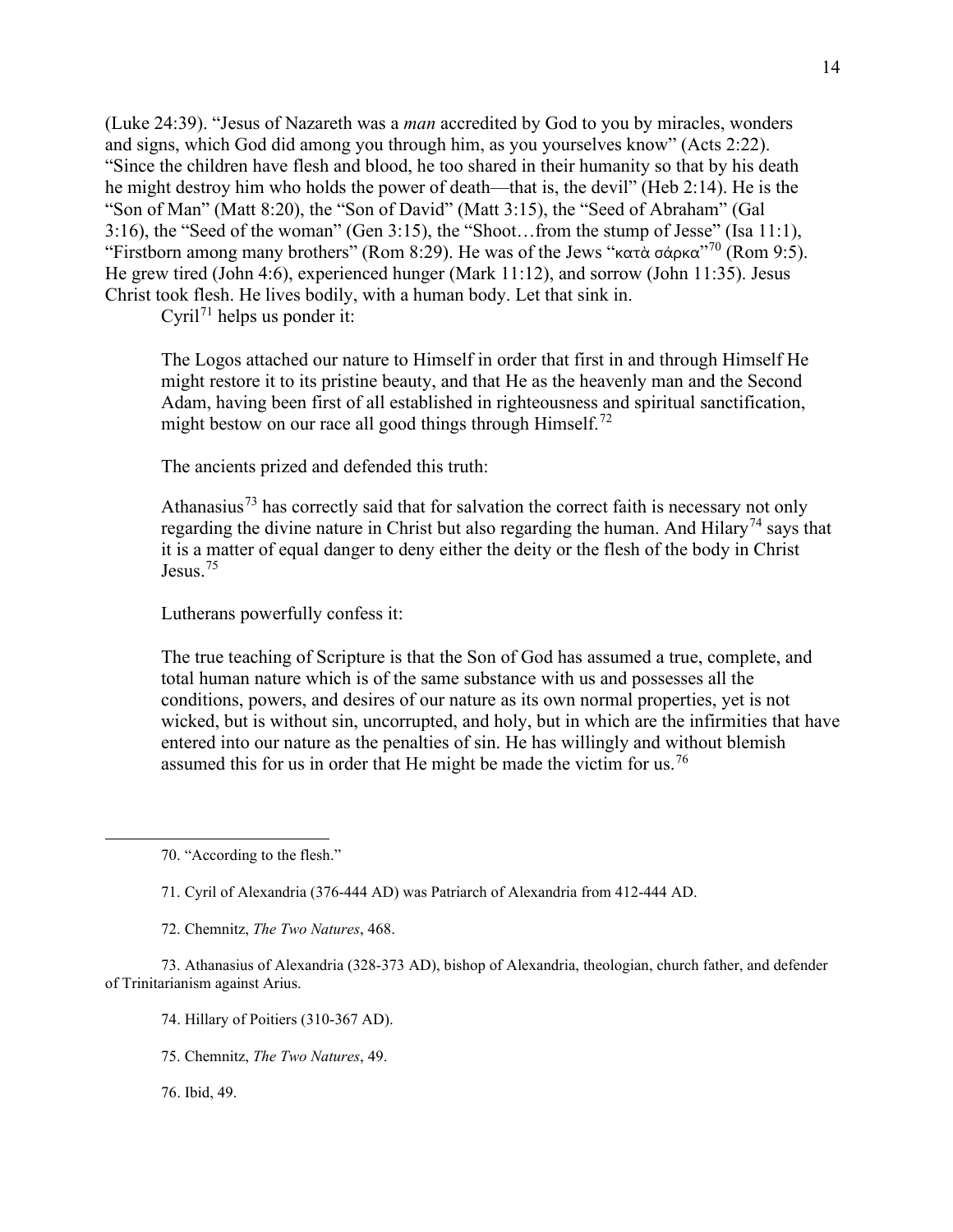(Luke 24:39). "Jesus of Nazareth was a *man* accredited by God to you by miracles, wonders and signs, which God did among you through him, as you yourselves know" (Acts 2:22). "Since the children have flesh and blood, he too shared in their humanity so that by his death he might destroy him who holds the power of death—that is, the devil" (Heb 2:14). He is the "Son of Man" (Matt 8:20), the "Son of David" (Matt 3:15), the "Seed of Abraham" (Gal 3:16), the "Seed of the woman" (Gen 3:15), the "Shoot…from the stump of Jesse" (Isa 11:1), "Firstborn among many brothers" (Rom 8:29). He was of the Jews "κατὰ σάρκα"[70] (Rom 9:5). He grew tired (John 4:6), experienced hunger (Mark 11:12), and sorrow (John 11:35). Jesus Christ took flesh. He lives bodily, with a human body. Let that sink in.

Cyril[71] helps us ponder it:

> The Logos attached our nature to Himself in order that first in and through Himself He might restore it to its pristine beauty, and that He as the heavenly man and the Second Adam, having been first of all established in righteousness and spiritual sanctification, might bestow on our race all good things through Himself.[72]

The ancients prized and defended this truth:

> Athanasius[73] has correctly said that for salvation the correct faith is necessary not only regarding the divine nature in Christ but also regarding the human. And Hilary[74] says that it is a matter of equal danger to deny either the deity or the flesh of the body in Christ Jesus.[75]

Lutherans powerfully confess it:

> The true teaching of Scripture is that the Son of God has assumed a true, complete, and total human nature which is of the same substance with us and possesses all the conditions, powers, and desires of our nature as its own normal properties, yet is not wicked, but is without sin, uncorrupted, and holy, but in which are the infirmities that have entered into our nature as the penalties of sin. He has willingly and without blemish assumed this for us in order that He might be made the victim for us.[76]

---

70. "According to the flesh."

71. Cyril of Alexandria (376-444 AD) was Patriarch of Alexandria from 412-444 AD.

72. Chemnitz, *The Two Natures*, 468.

73. Athanasius of Alexandria (328-373 AD), bishop of Alexandria, theologian, church father, and defender of Trinitarianism against Arius.

74. Hillary of Poitiers (310-367 AD).

75. Chemnitz, *The Two Natures*, 49.

76. Ibid, 49.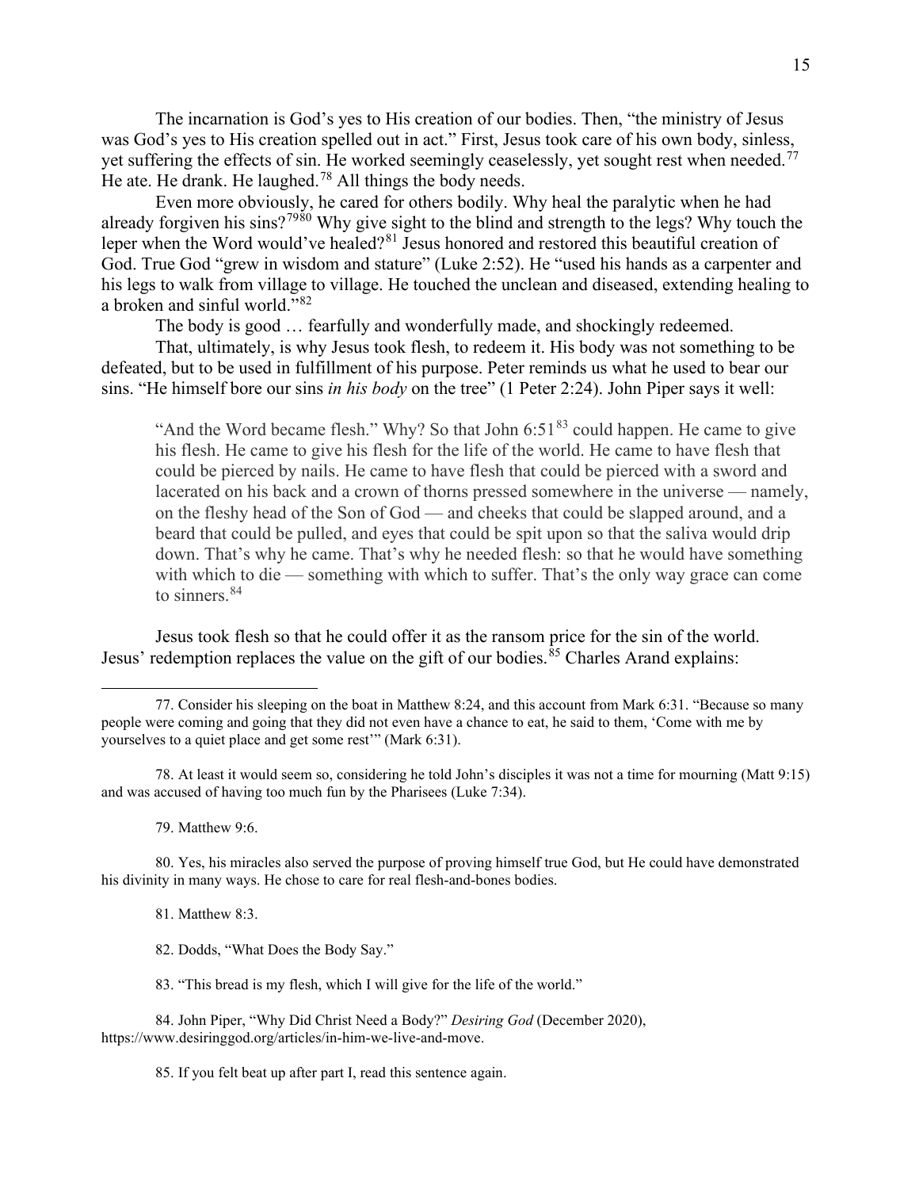The incarnation is God's yes to His creation of our bodies. Then, "the ministry of Jesus was God's yes to His creation spelled out in act." First, Jesus took care of his own body, sinless, yet suffering the effects of sin. He worked seemingly ceaselessly, yet sought rest when needed.[77] He ate. He drank. He laughed.[78] All things the body needs.

Even more obviously, he cared for others bodily. Why heal the paralytic when he had already forgiven his sins?[79][80] Why give sight to the blind and strength to the legs? Why touch the leper when the Word would've healed?[81] Jesus honored and restored this beautiful creation of God. True God "grew in wisdom and stature" (Luke 2:52). He "used his hands as a carpenter and his legs to walk from village to village. He touched the unclean and diseased, extending healing to a broken and sinful world."[82]

The body is good … fearfully and wonderfully made, and shockingly redeemed.

That, ultimately, is why Jesus took flesh, to redeem it. His body was not something to be defeated, but to be used in fulfillment of his purpose. Peter reminds us what he used to bear our sins. "He himself bore our sins *in his body* on the tree" (1 Peter 2:24). John Piper says it well:

> "And the Word became flesh." Why? So that John 6:51[83] could happen. He came to give his flesh. He came to give his flesh for the life of the world. He came to have flesh that could be pierced by nails. He came to have flesh that could be pierced with a sword and lacerated on his back and a crown of thorns pressed somewhere in the universe — namely, on the fleshy head of the Son of God — and cheeks that could be slapped around, and a beard that could be pulled, and eyes that could be spit upon so that the saliva would drip down. That's why he came. That's why he needed flesh: so that he would have something with which to die — something with which to suffer. That's the only way grace can come to sinners.[84]

Jesus took flesh so that he could offer it as the ransom price for the sin of the world. Jesus' redemption replaces the value on the gift of our bodies.[85] Charles Arand explains:

---

77. Consider his sleeping on the boat in Matthew 8:24, and this account from Mark 6:31. "Because so many people were coming and going that they did not even have a chance to eat, he said to them, 'Come with me by yourselves to a quiet place and get some rest'" (Mark 6:31).

78. At least it would seem so, considering he told John's disciples it was not a time for mourning (Matt 9:15) and was accused of having too much fun by the Pharisees (Luke 7:34).

79. Matthew 9:6.

80. Yes, his miracles also served the purpose of proving himself true God, but He could have demonstrated his divinity in many ways. He chose to care for real flesh-and-bones bodies.

81. Matthew 8:3.

82. Dodds, "What Does the Body Say."

83. "This bread is my flesh, which I will give for the life of the world."

84. John Piper, "Why Did Christ Need a Body?" *Desiring God* (December 2020), https://www.desiringgod.org/articles/in-him-we-live-and-move.

85. If you felt beat up after part I, read this sentence again.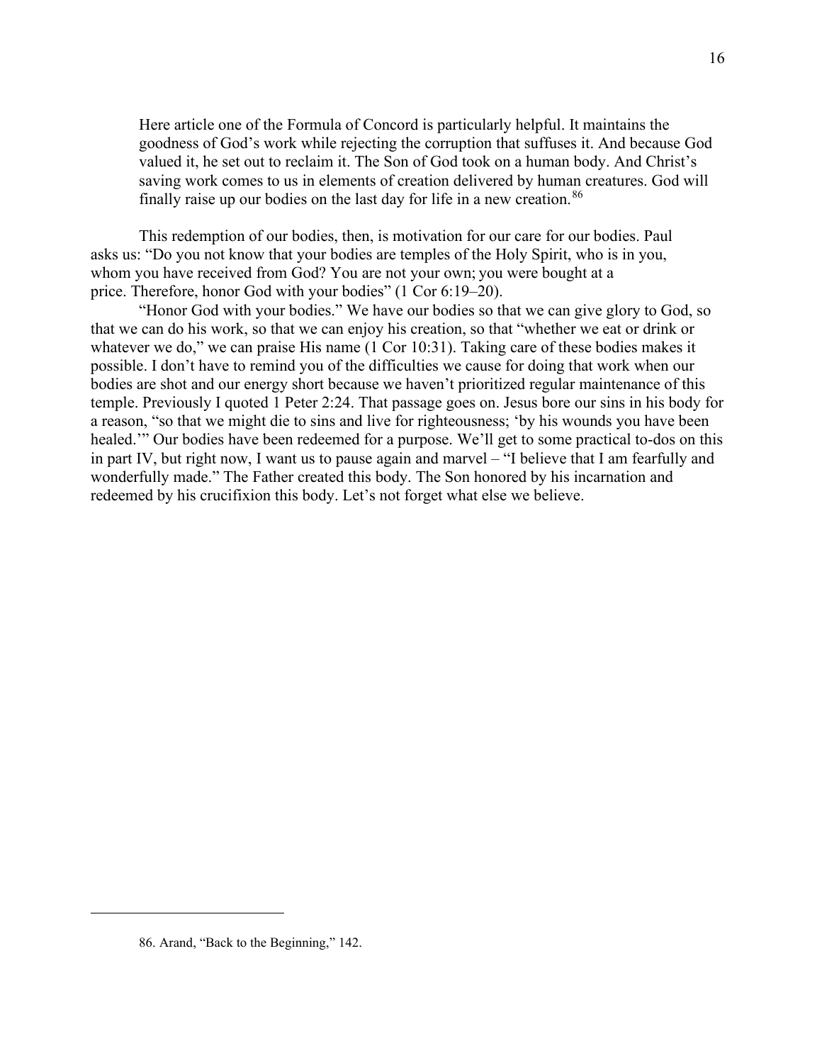> Here article one of the Formula of Concord is particularly helpful. It maintains the goodness of God's work while rejecting the corruption that suffuses it. And because God valued it, he set out to reclaim it. The Son of God took on a human body. And Christ's saving work comes to us in elements of creation delivered by human creatures. God will finally raise up our bodies on the last day for life in a new creation.[86]

This redemption of our bodies, then, is motivation for our care for our bodies. Paul asks us: "Do you not know that your bodies are temples of the Holy Spirit, who is in you, whom you have received from God? You are not your own; you were bought at a price. Therefore, honor God with your bodies" (1 Cor 6:19–20).

"Honor God with your bodies." We have our bodies so that we can give glory to God, so that we can do his work, so that we can enjoy his creation, so that "whether we eat or drink or whatever we do," we can praise His name (1 Cor 10:31). Taking care of these bodies makes it possible. I don't have to remind you of the difficulties we cause for doing that work when our bodies are shot and our energy short because we haven't prioritized regular maintenance of this temple. Previously I quoted 1 Peter 2:24. That passage goes on. Jesus bore our sins in his body for a reason, "so that we might die to sins and live for righteousness; 'by his wounds you have been healed.'" Our bodies have been redeemed for a purpose. We'll get to some practical to-dos on this in part IV, but right now, I want us to pause again and marvel – "I believe that I am fearfully and wonderfully made." The Father created this body. The Son honored by his incarnation and redeemed by his crucifixion this body. Let's not forget what else we believe.

---

86. Arand, "Back to the Beginning," 142.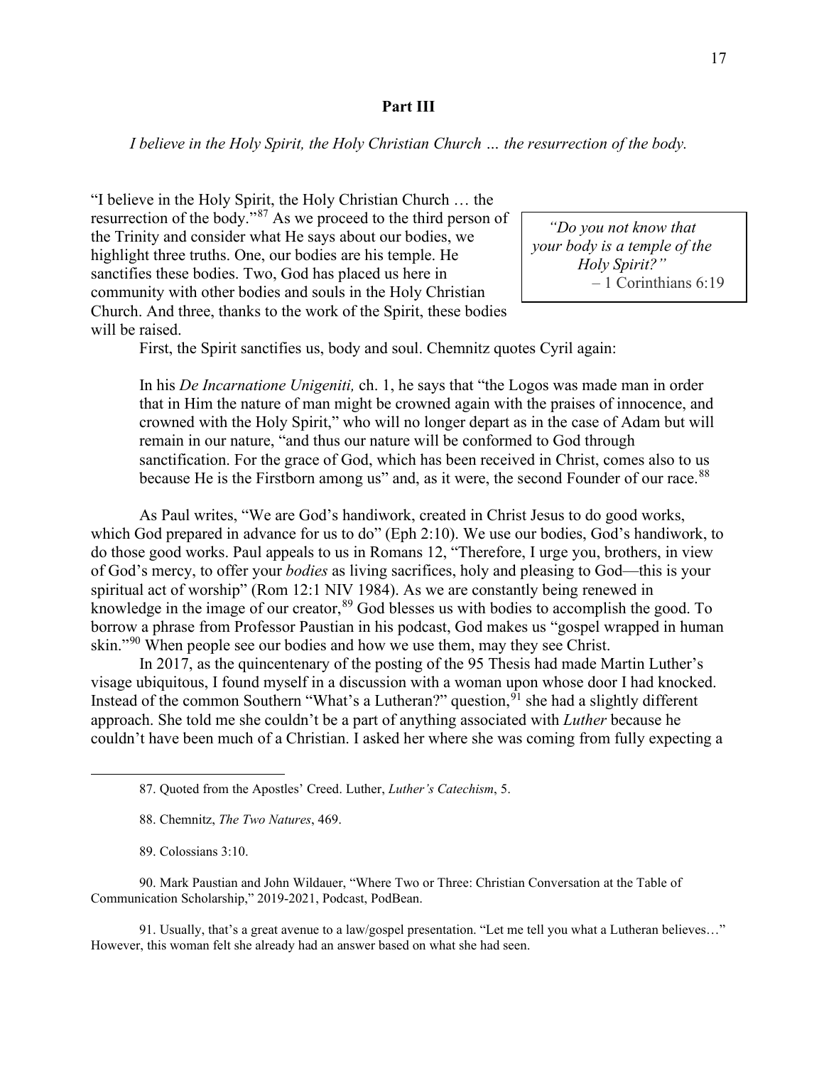## Part III

*I believe in the Holy Spirit, the Holy Christian Church … the resurrection of the body.*

> *"Do you not know that your body is a temple of the Holy Spirit?"*
> – 1 Corinthians 6:19

"I believe in the Holy Spirit, the Holy Christian Church … the resurrection of the body."[87] As we proceed to the third person of the Trinity and consider what He says about our bodies, we highlight three truths. One, our bodies are his temple. He sanctifies these bodies. Two, God has placed us here in community with other bodies and souls in the Holy Christian Church. And three, thanks to the work of the Spirit, these bodies will be raised.

First, the Spirit sanctifies us, body and soul. Chemnitz quotes Cyril again:

> In his *De Incarnatione Unigeniti,* ch. 1, he says that "the Logos was made man in order that in Him the nature of man might be crowned again with the praises of innocence, and crowned with the Holy Spirit," who will no longer depart as in the case of Adam but will remain in our nature, "and thus our nature will be conformed to God through sanctification. For the grace of God, which has been received in Christ, comes also to us because He is the Firstborn among us" and, as it were, the second Founder of our race.[88]

As Paul writes, "We are God's handiwork, created in Christ Jesus to do good works, which God prepared in advance for us to do" (Eph 2:10). We use our bodies, God's handiwork, to do those good works. Paul appeals to us in Romans 12, "Therefore, I urge you, brothers, in view of God's mercy, to offer your *bodies* as living sacrifices, holy and pleasing to God—this is your spiritual act of worship" (Rom 12:1 NIV 1984). As we are constantly being renewed in knowledge in the image of our creator,[89] God blesses us with bodies to accomplish the good. To borrow a phrase from Professor Paustian in his podcast, God makes us "gospel wrapped in human skin."[90] When people see our bodies and how we use them, may they see Christ.

In 2017, as the quincentenary of the posting of the 95 Thesis had made Martin Luther's visage ubiquitous, I found myself in a discussion with a woman upon whose door I had knocked. Instead of the common Southern "What's a Lutheran?" question,[91] she had a slightly different approach. She told me she couldn't be a part of anything associated with *Luther* because he couldn't have been much of a Christian. I asked her where she was coming from fully expecting a

---

87. Quoted from the Apostles' Creed. Luther, *Luther's Catechism*, 5.

88. Chemnitz, *The Two Natures*, 469.

89. Colossians 3:10.

90. Mark Paustian and John Wildauer, "Where Two or Three: Christian Conversation at the Table of Communication Scholarship," 2019-2021, Podcast, PodBean.

91. Usually, that's a great avenue to a law/gospel presentation. "Let me tell you what a Lutheran believes…" However, this woman felt she already had an answer based on what she had seen.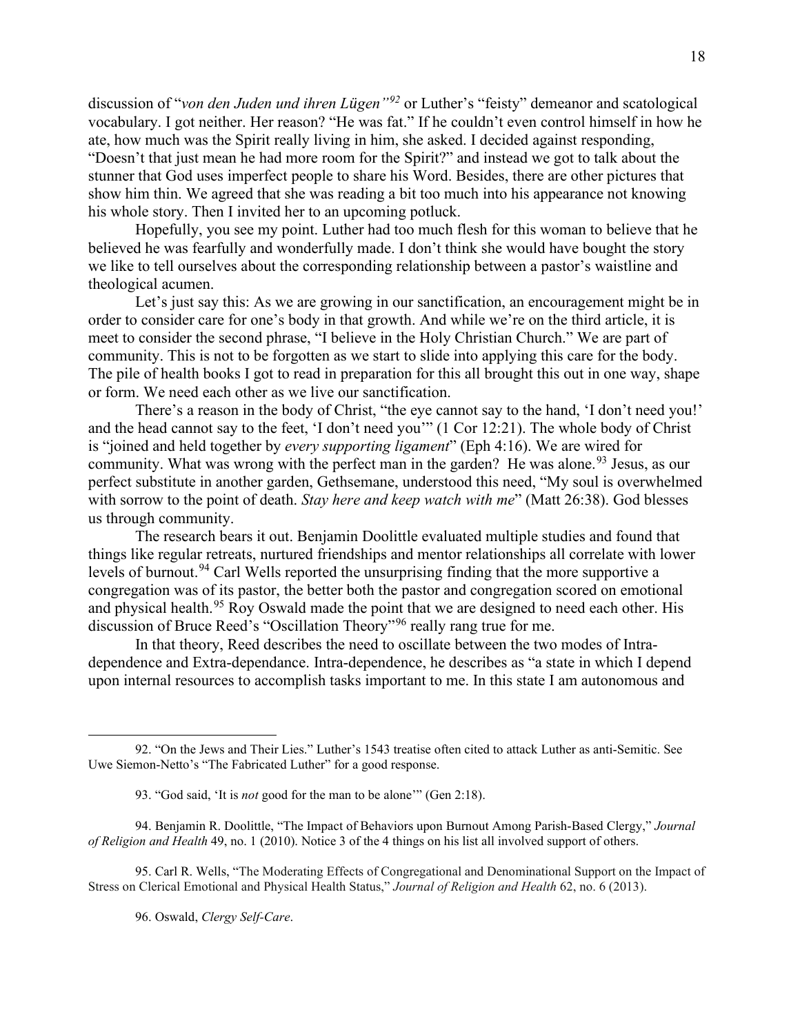discussion of "*von den Juden und ihren Lügen*"[92] or Luther's "feisty" demeanor and scatological vocabulary. I got neither. Her reason? "He was fat." If he couldn't even control himself in how he ate, how much was the Spirit really living in him, she asked. I decided against responding, "Doesn't that just mean he had more room for the Spirit?" and instead we got to talk about the stunner that God uses imperfect people to share his Word. Besides, there are other pictures that show him thin. We agreed that she was reading a bit too much into his appearance not knowing his whole story. Then I invited her to an upcoming potluck.

Hopefully, you see my point. Luther had too much flesh for this woman to believe that he believed he was fearfully and wonderfully made. I don't think she would have bought the story we like to tell ourselves about the corresponding relationship between a pastor's waistline and theological acumen.

Let's just say this: As we are growing in our sanctification, an encouragement might be in order to consider care for one's body in that growth. And while we're on the third article, it is meet to consider the second phrase, "I believe in the Holy Christian Church." We are part of community. This is not to be forgotten as we start to slide into applying this care for the body. The pile of health books I got to read in preparation for this all brought this out in one way, shape or form. We need each other as we live our sanctification.

There's a reason in the body of Christ, "the eye cannot say to the hand, 'I don't need you!' and the head cannot say to the feet, 'I don't need you'" (1 Cor 12:21). The whole body of Christ is "joined and held together by *every supporting ligament*" (Eph 4:16). We are wired for community. What was wrong with the perfect man in the garden? He was alone.[93] Jesus, as our perfect substitute in another garden, Gethsemane, understood this need, "My soul is overwhelmed with sorrow to the point of death. *Stay here and keep watch with me*" (Matt 26:38). God blesses us through community.

The research bears it out. Benjamin Doolittle evaluated multiple studies and found that things like regular retreats, nurtured friendships and mentor relationships all correlate with lower levels of burnout.[94] Carl Wells reported the unsurprising finding that the more supportive a congregation was of its pastor, the better both the pastor and congregation scored on emotional and physical health.[95] Roy Oswald made the point that we are designed to need each other. His discussion of Bruce Reed's "Oscillation Theory"[96] really rang true for me.

In that theory, Reed describes the need to oscillate between the two modes of Intra-dependence and Extra-dependance. Intra-dependence, he describes as "a state in which I depend upon internal resources to accomplish tasks important to me. In this state I am autonomous and

---

92. "On the Jews and Their Lies." Luther's 1543 treatise often cited to attack Luther as anti-Semitic. See Uwe Siemon-Netto's "The Fabricated Luther" for a good response.

93. "God said, 'It is *not* good for the man to be alone'" (Gen 2:18).

94. Benjamin R. Doolittle, "The Impact of Behaviors upon Burnout Among Parish-Based Clergy," *Journal of Religion and Health* 49, no. 1 (2010). Notice 3 of the 4 things on his list all involved support of others.

95. Carl R. Wells, "The Moderating Effects of Congregational and Denominational Support on the Impact of Stress on Clerical Emotional and Physical Health Status," *Journal of Religion and Health* 62, no. 6 (2013).

96. Oswald, *Clergy Self-Care*.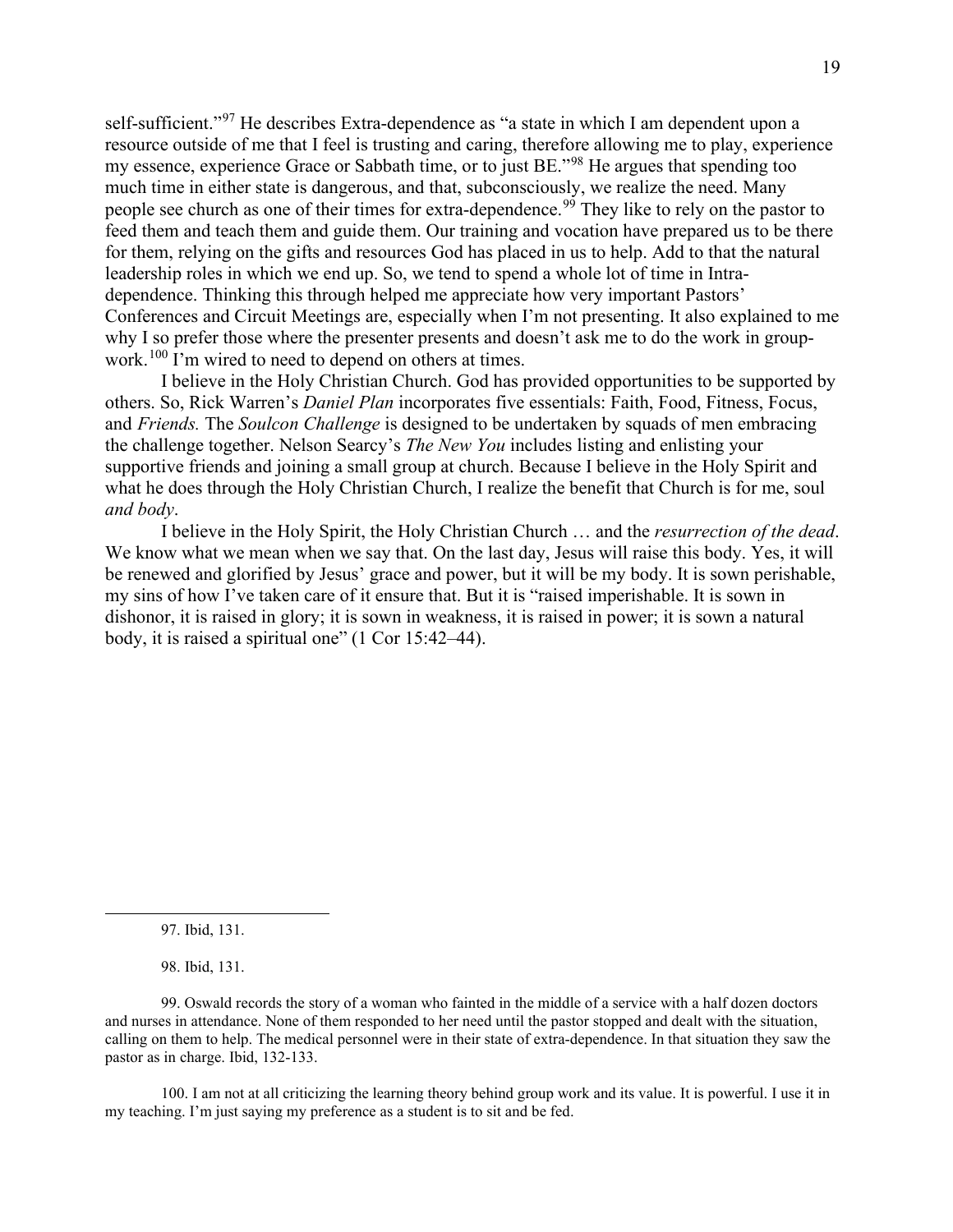self-sufficient."[97] He describes Extra-dependence as "a state in which I am dependent upon a resource outside of me that I feel is trusting and caring, therefore allowing me to play, experience my essence, experience Grace or Sabbath time, or to just BE."[98] He argues that spending too much time in either state is dangerous, and that, subconsciously, we realize the need. Many people see church as one of their times for extra-dependence.[99] They like to rely on the pastor to feed them and teach them and guide them. Our training and vocation have prepared us to be there for them, relying on the gifts and resources God has placed in us to help. Add to that the natural leadership roles in which we end up. So, we tend to spend a whole lot of time in Intra-dependence. Thinking this through helped me appreciate how very important Pastors' Conferences and Circuit Meetings are, especially when I'm not presenting. It also explained to me why I so prefer those where the presenter presents and doesn't ask me to do the work in group-work.[100] I'm wired to need to depend on others at times.

I believe in the Holy Christian Church. God has provided opportunities to be supported by others. So, Rick Warren's *Daniel Plan* incorporates five essentials: Faith, Food, Fitness, Focus, and *Friends.* The *Soulcon Challenge* is designed to be undertaken by squads of men embracing the challenge together. Nelson Searcy's *The New You* includes listing and enlisting your supportive friends and joining a small group at church. Because I believe in the Holy Spirit and what he does through the Holy Christian Church, I realize the benefit that Church is for me, soul *and body*.

I believe in the Holy Spirit, the Holy Christian Church … and the *resurrection of the dead*. We know what we mean when we say that. On the last day, Jesus will raise this body. Yes, it will be renewed and glorified by Jesus' grace and power, but it will be my body. It is sown perishable, my sins of how I've taken care of it ensure that. But it is "raised imperishable. It is sown in dishonor, it is raised in glory; it is sown in weakness, it is raised in power; it is sown a natural body, it is raised a spiritual one" (1 Cor 15:42–44).

---

97. Ibid, 131.

98. Ibid, 131.

99. Oswald records the story of a woman who fainted in the middle of a service with a half dozen doctors and nurses in attendance. None of them responded to her need until the pastor stopped and dealt with the situation, calling on them to help. The medical personnel were in their state of extra-dependence. In that situation they saw the pastor as in charge. Ibid, 132-133.

100. I am not at all criticizing the learning theory behind group work and its value. It is powerful. I use it in my teaching. I'm just saying my preference as a student is to sit and be fed.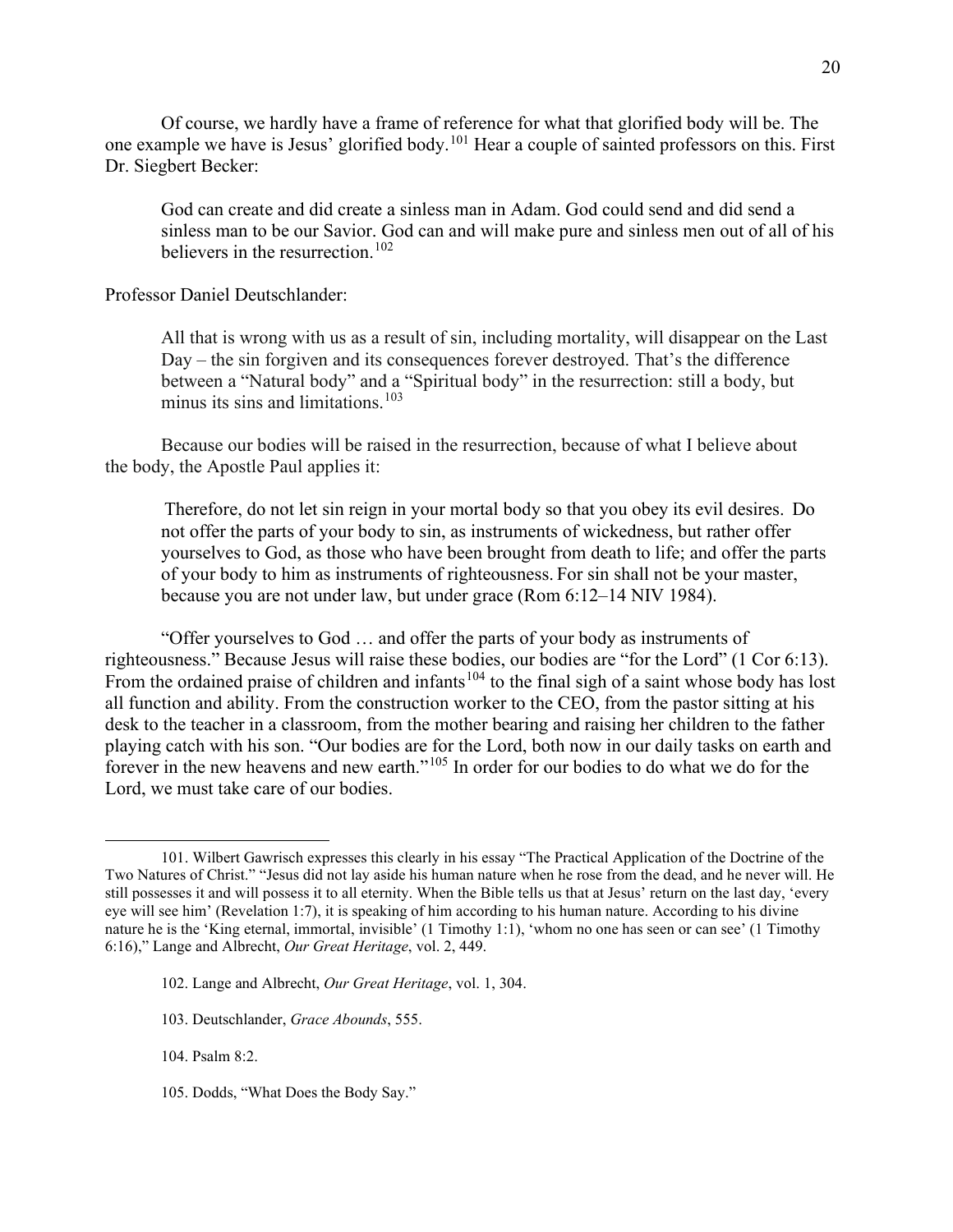Of course, we hardly have a frame of reference for what that glorified body will be. The one example we have is Jesus' glorified body.[101] Hear a couple of sainted professors on this. First Dr. Siegbert Becker:

> God can create and did create a sinless man in Adam. God could send and did send a sinless man to be our Savior. God can and will make pure and sinless men out of all of his believers in the resurrection.[102]

Professor Daniel Deutschlander:

> All that is wrong with us as a result of sin, including mortality, will disappear on the Last Day – the sin forgiven and its consequences forever destroyed. That's the difference between a "Natural body" and a "Spiritual body" in the resurrection: still a body, but minus its sins and limitations.[103]

Because our bodies will be raised in the resurrection, because of what I believe about the body, the Apostle Paul applies it:

> Therefore, do not let sin reign in your mortal body so that you obey its evil desires. Do not offer the parts of your body to sin, as instruments of wickedness, but rather offer yourselves to God, as those who have been brought from death to life; and offer the parts of your body to him as instruments of righteousness. For sin shall not be your master, because you are not under law, but under grace (Rom 6:12–14 NIV 1984).

"Offer yourselves to God … and offer the parts of your body as instruments of righteousness." Because Jesus will raise these bodies, our bodies are "for the Lord" (1 Cor 6:13). From the ordained praise of children and infants[104] to the final sigh of a saint whose body has lost all function and ability. From the construction worker to the CEO, from the pastor sitting at his desk to the teacher in a classroom, from the mother bearing and raising her children to the father playing catch with his son. "Our bodies are for the Lord, both now in our daily tasks on earth and forever in the new heavens and new earth."[105] In order for our bodies to do what we do for the Lord, we must take care of our bodies.

---

101. Wilbert Gawrisch expresses this clearly in his essay "The Practical Application of the Doctrine of the Two Natures of Christ." "Jesus did not lay aside his human nature when he rose from the dead, and he never will. He still possesses it and will possess it to all eternity. When the Bible tells us that at Jesus' return on the last day, 'every eye will see him' (Revelation 1:7), it is speaking of him according to his human nature. According to his divine nature he is the 'King eternal, immortal, invisible' (1 Timothy 1:1), 'whom no one has seen or can see' (1 Timothy 6:16)," Lange and Albrecht, *Our Great Heritage*, vol. 2, 449.

102. Lange and Albrecht, *Our Great Heritage*, vol. 1, 304.

103. Deutschlander, *Grace Abounds*, 555.

104. Psalm 8:2.

105. Dodds, "What Does the Body Say."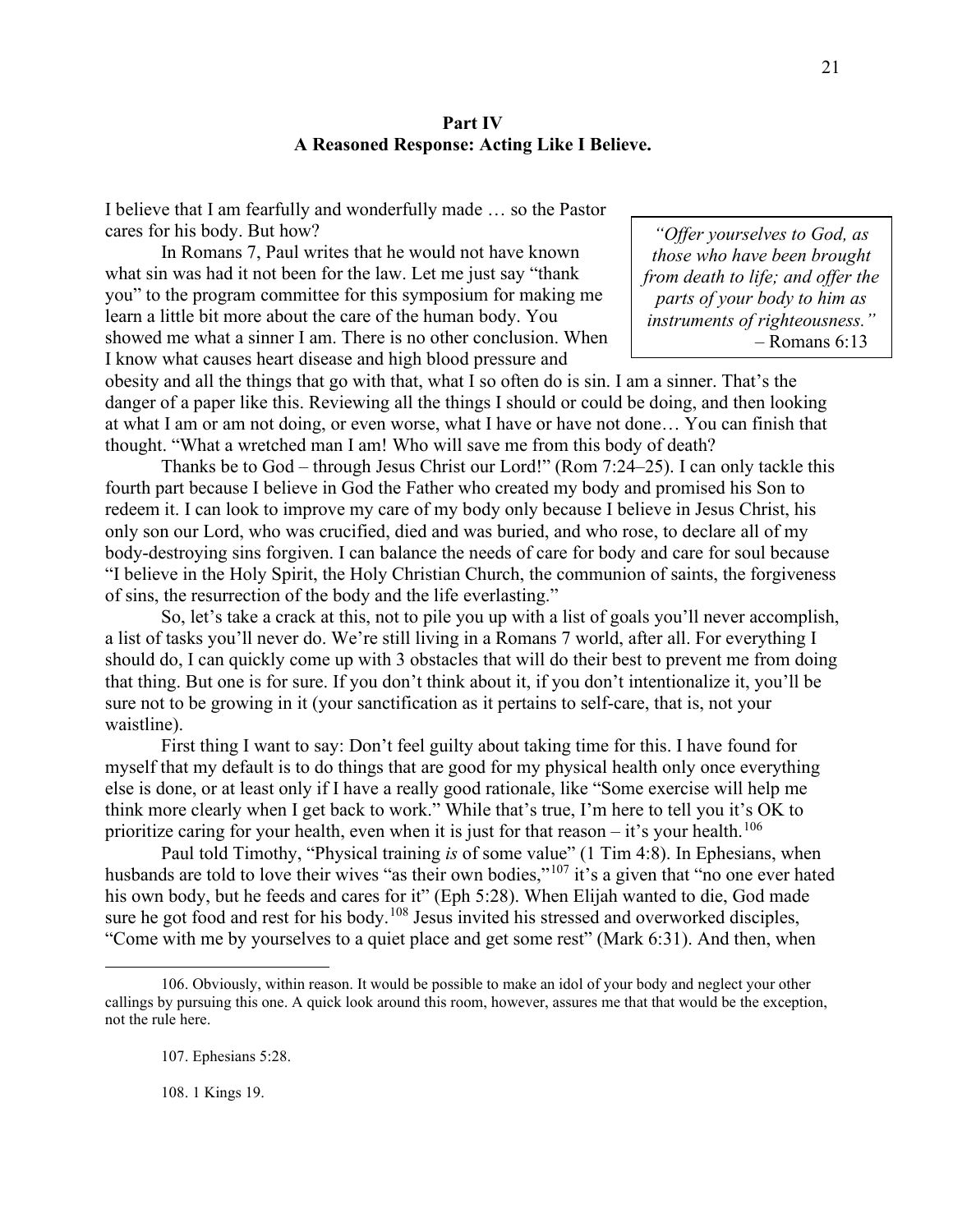**Part IV**
**A Reasoned Response: Acting Like I Believe.**

> *"Offer yourselves to God, as those who have been brought from death to life; and offer the parts of your body to him as instruments of righteousness."*
> – Romans 6:13

I believe that I am fearfully and wonderfully made … so the Pastor cares for his body. But how?

In Romans 7, Paul writes that he would not have known what sin was had it not been for the law. Let me just say "thank you" to the program committee for this symposium for making me learn a little bit more about the care of the human body. You showed me what a sinner I am. There is no other conclusion. When I know what causes heart disease and high blood pressure and obesity and all the things that go with that, what I so often do is sin. I am a sinner. That's the danger of a paper like this. Reviewing all the things I should or could be doing, and then looking at what I am or am not doing, or even worse, what I have or have not done… You can finish that thought. "What a wretched man I am! Who will save me from this body of death?

Thanks be to God – through Jesus Christ our Lord!" (Rom 7:24–25). I can only tackle this fourth part because I believe in God the Father who created my body and promised his Son to redeem it. I can look to improve my care of my body only because I believe in Jesus Christ, his only son our Lord, who was crucified, died and was buried, and who rose, to declare all of my body-destroying sins forgiven. I can balance the needs of care for body and care for soul because "I believe in the Holy Spirit, the Holy Christian Church, the communion of saints, the forgiveness of sins, the resurrection of the body and the life everlasting."

So, let's take a crack at this, not to pile you up with a list of goals you'll never accomplish, a list of tasks you'll never do. We're still living in a Romans 7 world, after all. For everything I should do, I can quickly come up with 3 obstacles that will do their best to prevent me from doing that thing. But one is for sure. If you don't think about it, if you don't intentionalize it, you'll be sure not to be growing in it (your sanctification as it pertains to self-care, that is, not your waistline).

First thing I want to say: Don't feel guilty about taking time for this. I have found for myself that my default is to do things that are good for my physical health only once everything else is done, or at least only if I have a really good rationale, like "Some exercise will help me think more clearly when I get back to work." While that's true, I'm here to tell you it's OK to prioritize caring for your health, even when it is just for that reason – it's your health.[106]

Paul told Timothy, "Physical training *is* of some value" (1 Tim 4:8). In Ephesians, when husbands are told to love their wives "as their own bodies,"[107] it's a given that "no one ever hated his own body, but he feeds and cares for it" (Eph 5:28). When Elijah wanted to die, God made sure he got food and rest for his body.[108] Jesus invited his stressed and overworked disciples, "Come with me by yourselves to a quiet place and get some rest" (Mark 6:31). And then, when

---

106. Obviously, within reason. It would be possible to make an idol of your body and neglect your other callings by pursuing this one. A quick look around this room, however, assures me that that would be the exception, not the rule here.

107. Ephesians 5:28.

108. 1 Kings 19.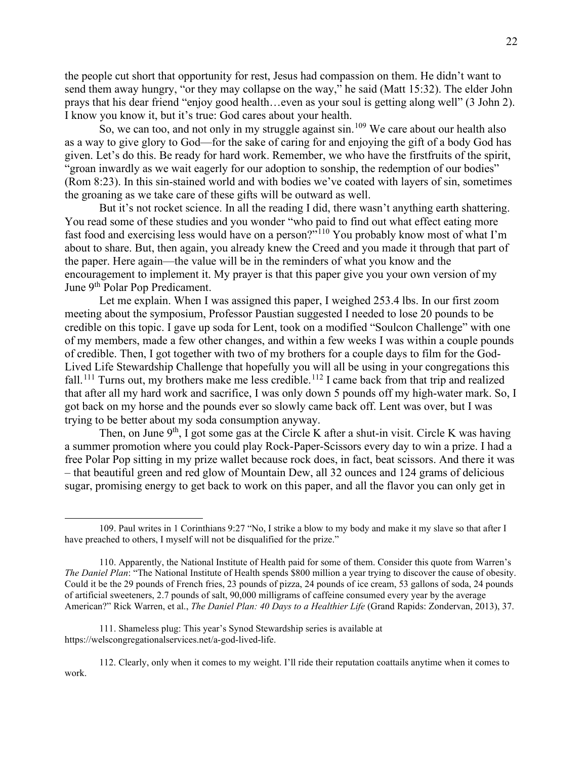the people cut short that opportunity for rest, Jesus had compassion on them. He didn't want to send them away hungry, "or they may collapse on the way," he said (Matt 15:32). The elder John prays that his dear friend "enjoy good health…even as your soul is getting along well" (3 John 2). I know you know it, but it's true: God cares about your health.

So, we can too, and not only in my struggle against sin.[109] We care about our health also as a way to give glory to God—for the sake of caring for and enjoying the gift of a body God has given. Let's do this. Be ready for hard work. Remember, we who have the firstfruits of the spirit, "groan inwardly as we wait eagerly for our adoption to sonship, the redemption of our bodies" (Rom 8:23). In this sin-stained world and with bodies we've coated with layers of sin, sometimes the groaning as we take care of these gifts will be outward as well.

But it's not rocket science. In all the reading I did, there wasn't anything earth shattering. You read some of these studies and you wonder "who paid to find out what effect eating more fast food and exercising less would have on a person?"[110] You probably know most of what I'm about to share. But, then again, you already knew the Creed and you made it through that part of the paper. Here again—the value will be in the reminders of what you know and the encouragement to implement it. My prayer is that this paper give you your own version of my June 9th Polar Pop Predicament.

Let me explain. When I was assigned this paper, I weighed 253.4 lbs. In our first zoom meeting about the symposium, Professor Paustian suggested I needed to lose 20 pounds to be credible on this topic. I gave up soda for Lent, took on a modified "Soulcon Challenge" with one of my members, made a few other changes, and within a few weeks I was within a couple pounds of credible. Then, I got together with two of my brothers for a couple days to film for the God-Lived Life Stewardship Challenge that hopefully you will all be using in your congregations this fall.[111] Turns out, my brothers make me less credible.[112] I came back from that trip and realized that after all my hard work and sacrifice, I was only down 5 pounds off my high-water mark. So, I got back on my horse and the pounds ever so slowly came back off. Lent was over, but I was trying to be better about my soda consumption anyway.

Then, on June 9th, I got some gas at the Circle K after a shut-in visit. Circle K was having a summer promotion where you could play Rock-Paper-Scissors every day to win a prize. I had a free Polar Pop sitting in my prize wallet because rock does, in fact, beat scissors. And there it was – that beautiful green and red glow of Mountain Dew, all 32 ounces and 124 grams of delicious sugar, promising energy to get back to work on this paper, and all the flavor you can only get in

---

109. Paul writes in 1 Corinthians 9:27 "No, I strike a blow to my body and make it my slave so that after I have preached to others, I myself will not be disqualified for the prize."

110. Apparently, the National Institute of Health paid for some of them. Consider this quote from Warren's *The Daniel Plan*: "The National Institute of Health spends $800 million a year trying to discover the cause of obesity. Could it be the 29 pounds of French fries, 23 pounds of pizza, 24 pounds of ice cream, 53 gallons of soda, 24 pounds of artificial sweeteners, 2.7 pounds of salt, 90,000 milligrams of caffeine consumed every year by the average American?" Rick Warren, et al., *The Daniel Plan: 40 Days to a Healthier Life* (Grand Rapids: Zondervan, 2013), 37.

111. Shameless plug: This year's Synod Stewardship series is available at https://welscongregationalservices.net/a-god-lived-life.

112. Clearly, only when it comes to my weight. I'll ride their reputation coattails anytime when it comes to work.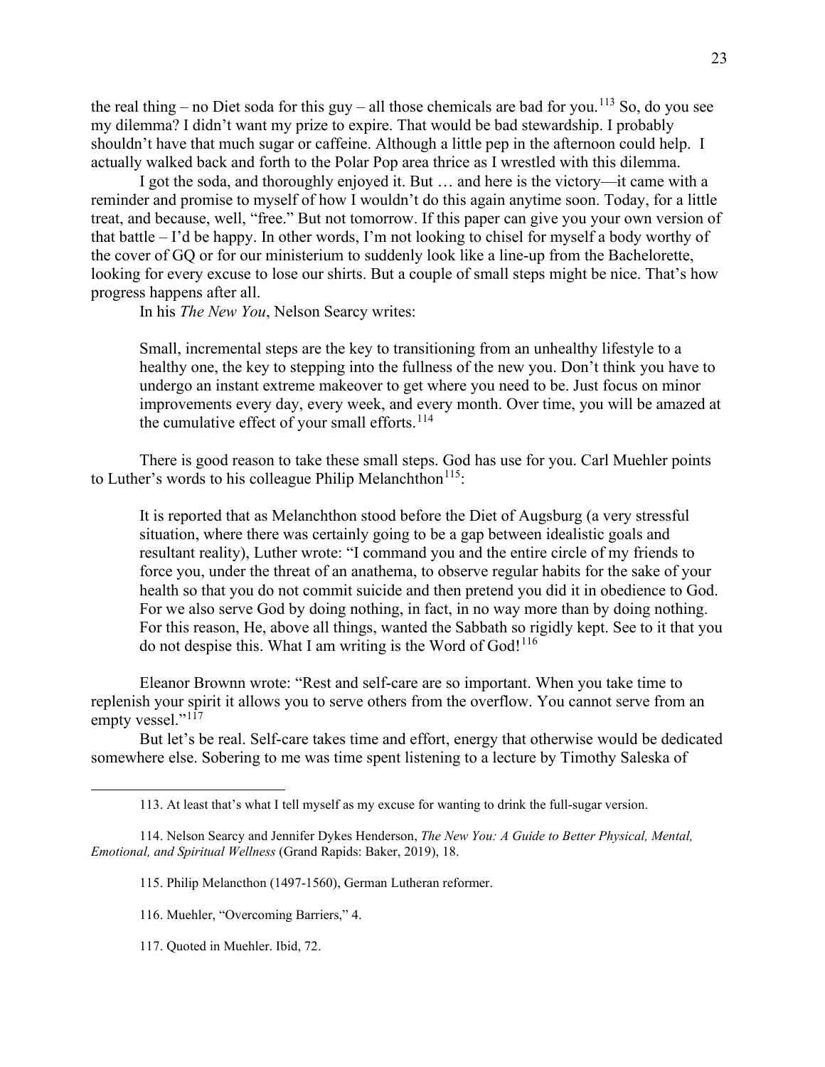the real thing – no Diet soda for this guy – all those chemicals are bad for you.[113] So, do you see my dilemma? I didn't want my prize to expire. That would be bad stewardship. I probably shouldn't have that much sugar or caffeine. Although a little pep in the afternoon could help. I actually walked back and forth to the Polar Pop area thrice as I wrestled with this dilemma.

I got the soda, and thoroughly enjoyed it. But … and here is the victory—it came with a reminder and promise to myself of how I wouldn't do this again anytime soon. Today, for a little treat, and because, well, "free." But not tomorrow. If this paper can give you your own version of that battle – I'd be happy. In other words, I'm not looking to chisel for myself a body worthy of the cover of GQ or for our ministerium to suddenly look like a line-up from the Bachelorette, looking for every excuse to lose our shirts. But a couple of small steps might be nice. That's how progress happens after all.

In his *The New You*, Nelson Searcy writes:

> Small, incremental steps are the key to transitioning from an unhealthy lifestyle to a healthy one, the key to stepping into the fullness of the new you. Don't think you have to undergo an instant extreme makeover to get where you need to be. Just focus on minor improvements every day, every week, and every month. Over time, you will be amazed at the cumulative effect of your small efforts.[114]

There is good reason to take these small steps. God has use for you. Carl Muehler points to Luther's words to his colleague Philip Melanchthon[115]:

> It is reported that as Melanchthon stood before the Diet of Augsburg (a very stressful situation, where there was certainly going to be a gap between idealistic goals and resultant reality), Luther wrote: "I command you and the entire circle of my friends to force you, under the threat of an anathema, to observe regular habits for the sake of your health so that you do not commit suicide and then pretend you did it in obedience to God. For we also serve God by doing nothing, in fact, in no way more than by doing nothing. For this reason, He, above all things, wanted the Sabbath so rigidly kept. See to it that you do not despise this. What I am writing is the Word of God![116]

Eleanor Brownn wrote: "Rest and self-care are so important. When you take time to replenish your spirit it allows you to serve others from the overflow. You cannot serve from an empty vessel."[117]

But let's be real. Self-care takes time and effort, energy that otherwise would be dedicated somewhere else. Sobering to me was time spent listening to a lecture by Timothy Saleska of

---

113. At least that's what I tell myself as my excuse for wanting to drink the full-sugar version.

114. Nelson Searcy and Jennifer Dykes Henderson, *The New You: A Guide to Better Physical, Mental, Emotional, and Spiritual Wellness* (Grand Rapids: Baker, 2019), 18.

115. Philip Melancthon (1497-1560), German Lutheran reformer.

116. Muehler, "Overcoming Barriers," 4.

117. Quoted in Muehler. Ibid, 72.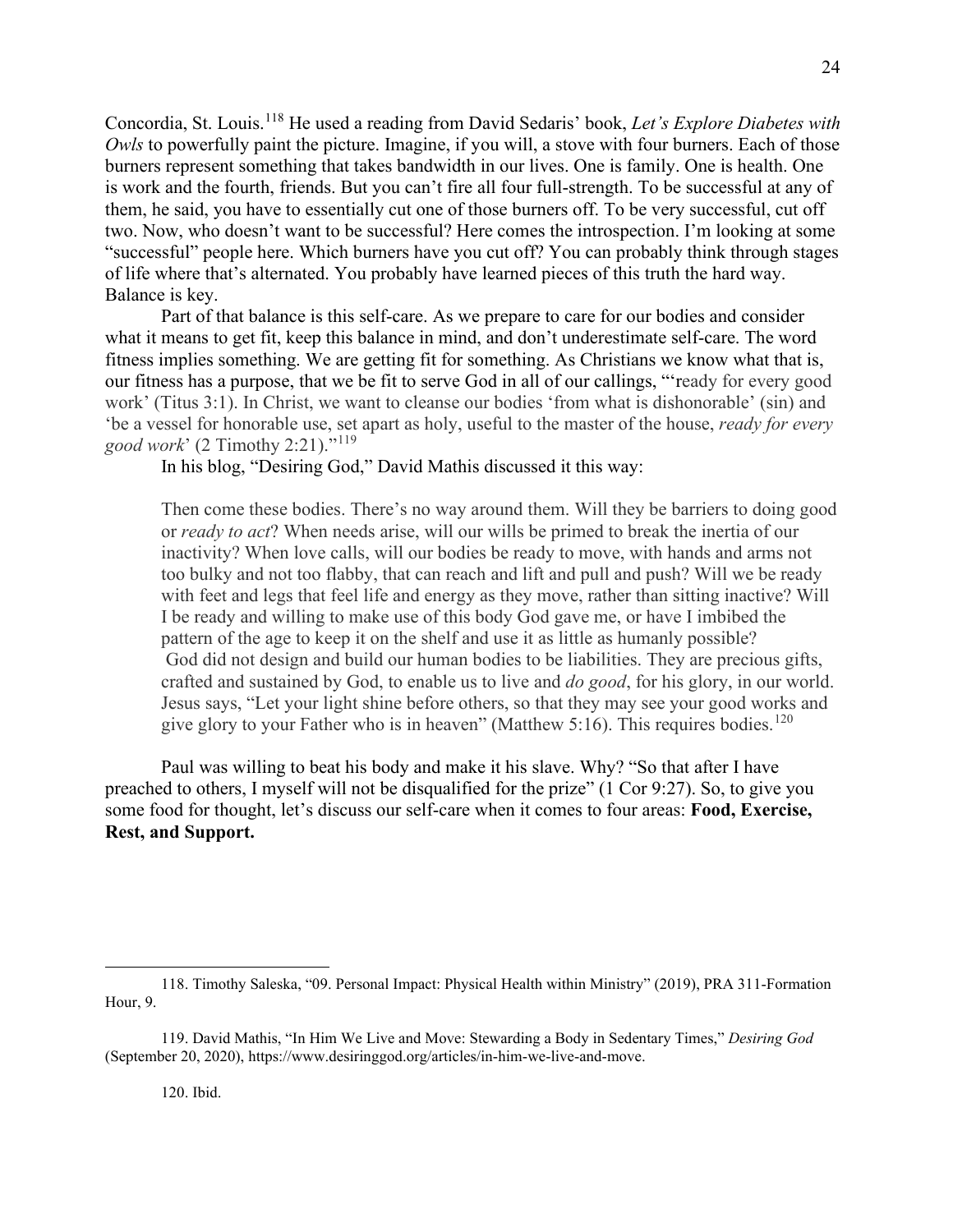Concordia, St. Louis.[118] He used a reading from David Sedaris' book, *Let's Explore Diabetes with Owls* to powerfully paint the picture. Imagine, if you will, a stove with four burners. Each of those burners represent something that takes bandwidth in our lives. One is family. One is health. One is work and the fourth, friends. But you can't fire all four full-strength. To be successful at any of them, he said, you have to essentially cut one of those burners off. To be very successful, cut off two. Now, who doesn't want to be successful? Here comes the introspection. I'm looking at some "successful" people here. Which burners have you cut off? You can probably think through stages of life where that's alternated. You probably have learned pieces of this truth the hard way. Balance is key.

Part of that balance is this self-care. As we prepare to care for our bodies and consider what it means to get fit, keep this balance in mind, and don't underestimate self-care. The word fitness implies something. We are getting fit for something. As Christians we know what that is, our fitness has a purpose, that we be fit to serve God in all of our callings, "'ready for every good work' (Titus 3:1). In Christ, we want to cleanse our bodies 'from what is dishonorable' (sin) and 'be a vessel for honorable use, set apart as holy, useful to the master of the house, *ready for every good work*' (2 Timothy 2:21)."[119]

In his blog, "Desiring God," David Mathis discussed it this way:

> Then come these bodies. There's no way around them. Will they be barriers to doing good or *ready to act*? When needs arise, will our wills be primed to break the inertia of our inactivity? When love calls, will our bodies be ready to move, with hands and arms not too bulky and not too flabby, that can reach and lift and pull and push? Will we be ready with feet and legs that feel life and energy as they move, rather than sitting inactive? Will I be ready and willing to make use of this body God gave me, or have I imbibed the pattern of the age to keep it on the shelf and use it as little as humanly possible?
> God did not design and build our human bodies to be liabilities. They are precious gifts, crafted and sustained by God, to enable us to live and *do good*, for his glory, in our world. Jesus says, "Let your light shine before others, so that they may see your good works and give glory to your Father who is in heaven" (Matthew 5:16). This requires bodies.[120]

Paul was willing to beat his body and make it his slave. Why? "So that after I have preached to others, I myself will not be disqualified for the prize" (1 Cor 9:27). So, to give you some food for thought, let's discuss our self-care when it comes to four areas: **Food, Exercise, Rest, and Support.**

---

118. Timothy Saleska, "09. Personal Impact: Physical Health within Ministry" (2019), PRA 311-Formation Hour, 9.

119. David Mathis, "In Him We Live and Move: Stewarding a Body in Sedentary Times," *Desiring God* (September 20, 2020), https://www.desiringgod.org/articles/in-him-we-live-and-move.

120. Ibid.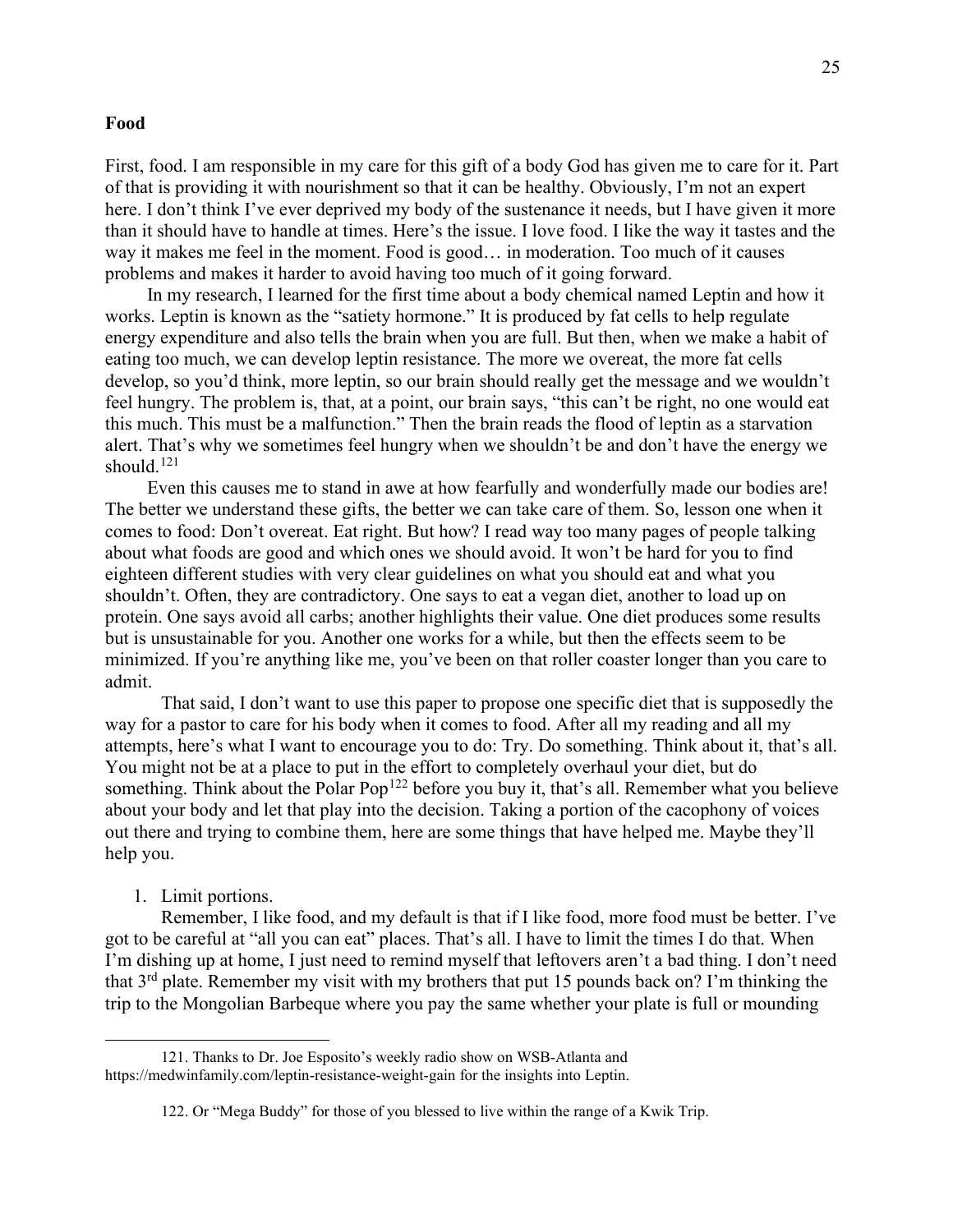## Food

First, food. I am responsible in my care for this gift of a body God has given me to care for it. Part of that is providing it with nourishment so that it can be healthy. Obviously, I'm not an expert here. I don't think I've ever deprived my body of the sustenance it needs, but I have given it more than it should have to handle at times. Here's the issue. I love food. I like the way it tastes and the way it makes me feel in the moment. Food is good… in moderation. Too much of it causes problems and makes it harder to avoid having too much of it going forward.

In my research, I learned for the first time about a body chemical named Leptin and how it works. Leptin is known as the "satiety hormone." It is produced by fat cells to help regulate energy expenditure and also tells the brain when you are full. But then, when we make a habit of eating too much, we can develop leptin resistance. The more we overeat, the more fat cells develop, so you'd think, more leptin, so our brain should really get the message and we wouldn't feel hungry. The problem is, that, at a point, our brain says, "this can't be right, no one would eat this much. This must be a malfunction." Then the brain reads the flood of leptin as a starvation alert. That's why we sometimes feel hungry when we shouldn't be and don't have the energy we should.[121]

Even this causes me to stand in awe at how fearfully and wonderfully made our bodies are! The better we understand these gifts, the better we can take care of them. So, lesson one when it comes to food: Don't overeat. Eat right. But how? I read way too many pages of people talking about what foods are good and which ones we should avoid. It won't be hard for you to find eighteen different studies with very clear guidelines on what you should eat and what you shouldn't. Often, they are contradictory. One says to eat a vegan diet, another to load up on protein. One says avoid all carbs; another highlights their value. One diet produces some results but is unsustainable for you. Another one works for a while, but then the effects seem to be minimized. If you're anything like me, you've been on that roller coaster longer than you care to admit.

That said, I don't want to use this paper to propose one specific diet that is supposedly the way for a pastor to care for his body when it comes to food. After all my reading and all my attempts, here's what I want to encourage you to do: Try. Do something. Think about it, that's all. You might not be at a place to put in the effort to completely overhaul your diet, but do something. Think about the Polar Pop[122] before you buy it, that's all. Remember what you believe about your body and let that play into the decision. Taking a portion of the cacophony of voices out there and trying to combine them, here are some things that have helped me. Maybe they'll help you.

1. Limit portions.

Remember, I like food, and my default is that if I like food, more food must be better. I've got to be careful at "all you can eat" places. That's all. I have to limit the times I do that. When I'm dishing up at home, I just need to remind myself that leftovers aren't a bad thing. I don't need that 3rd plate. Remember my visit with my brothers that put 15 pounds back on? I'm thinking the trip to the Mongolian Barbeque where you pay the same whether your plate is full or mounding

---

121. Thanks to Dr. Joe Esposito's weekly radio show on WSB-Atlanta and https://medwinfamily.com/leptin-resistance-weight-gain for the insights into Leptin.

122. Or "Mega Buddy" for those of you blessed to live within the range of a Kwik Trip.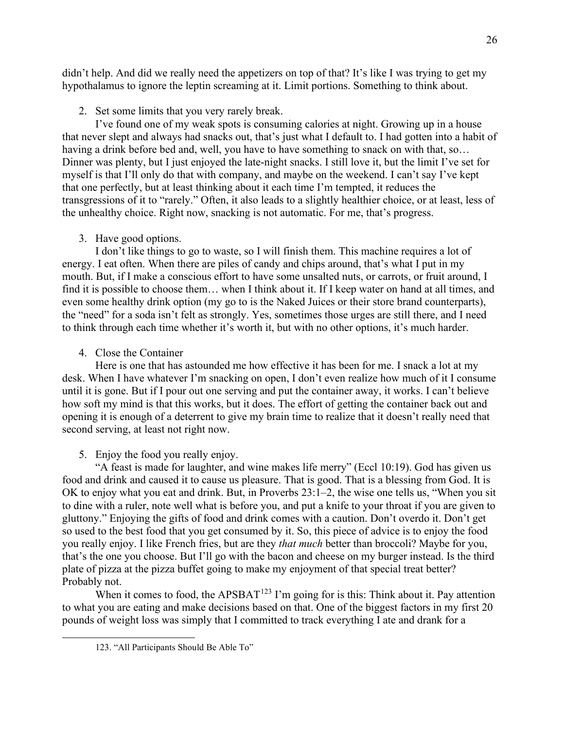didn't help. And did we really need the appetizers on top of that? It's like I was trying to get my hypothalamus to ignore the leptin screaming at it. Limit portions. Something to think about.

2. Set some limits that you very rarely break.

I've found one of my weak spots is consuming calories at night. Growing up in a house that never slept and always had snacks out, that's just what I default to. I had gotten into a habit of having a drink before bed and, well, you have to have something to snack on with that, so… Dinner was plenty, but I just enjoyed the late-night snacks. I still love it, but the limit I've set for myself is that I'll only do that with company, and maybe on the weekend. I can't say I've kept that one perfectly, but at least thinking about it each time I'm tempted, it reduces the transgressions of it to "rarely." Often, it also leads to a slightly healthier choice, or at least, less of the unhealthy choice. Right now, snacking is not automatic. For me, that's progress.

3. Have good options.

I don't like things to go to waste, so I will finish them. This machine requires a lot of energy. I eat often. When there are piles of candy and chips around, that's what I put in my mouth. But, if I make a conscious effort to have some unsalted nuts, or carrots, or fruit around, I find it is possible to choose them… when I think about it. If I keep water on hand at all times, and even some healthy drink option (my go to is the Naked Juices or their store brand counterparts), the "need" for a soda isn't felt as strongly. Yes, sometimes those urges are still there, and I need to think through each time whether it's worth it, but with no other options, it's much harder.

4. Close the Container

Here is one that has astounded me how effective it has been for me. I snack a lot at my desk. When I have whatever I'm snacking on open, I don't even realize how much of it I consume until it is gone. But if I pour out one serving and put the container away, it works. I can't believe how soft my mind is that this works, but it does. The effort of getting the container back out and opening it is enough of a deterrent to give my brain time to realize that it doesn't really need that second serving, at least not right now.

5. Enjoy the food you really enjoy.

"A feast is made for laughter, and wine makes life merry" (Eccl 10:19). God has given us food and drink and caused it to cause us pleasure. That is good. That is a blessing from God. It is OK to enjoy what you eat and drink. But, in Proverbs 23:1–2, the wise one tells us, "When you sit to dine with a ruler, note well what is before you, and put a knife to your throat if you are given to gluttony." Enjoying the gifts of food and drink comes with a caution. Don't overdo it. Don't get so used to the best food that you get consumed by it. So, this piece of advice is to enjoy the food you really enjoy. I like French fries, but are they *that much* better than broccoli? Maybe for you, that's the one you choose. But I'll go with the bacon and cheese on my burger instead. Is the third plate of pizza at the pizza buffet going to make my enjoyment of that special treat better? Probably not.

When it comes to food, the APSBAT[123] I'm going for is this: Think about it. Pay attention to what you are eating and make decisions based on that. One of the biggest factors in my first 20 pounds of weight loss was simply that I committed to track everything I ate and drank for a

123. "All Participants Should Be Able To"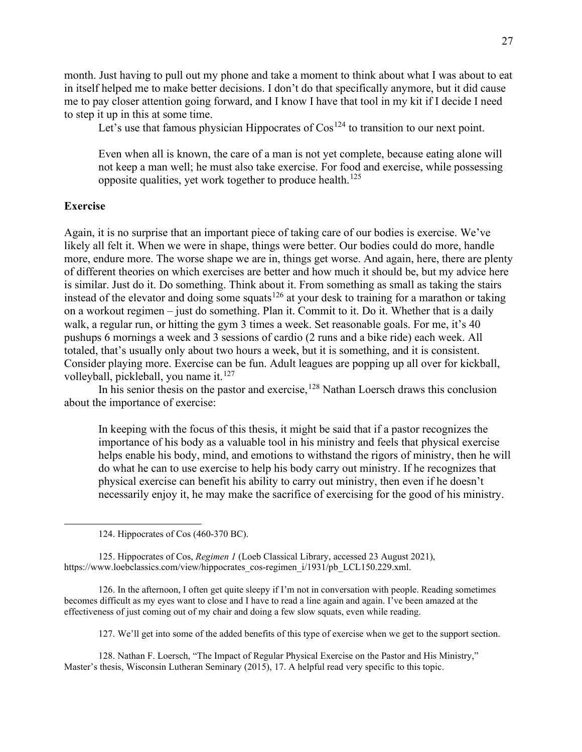month. Just having to pull out my phone and take a moment to think about what I was about to eat in itself helped me to make better decisions. I don't do that specifically anymore, but it did cause me to pay closer attention going forward, and I know I have that tool in my kit if I decide I need to step it up in this at some time.

Let's use that famous physician Hippocrates of Cos[124] to transition to our next point.

> Even when all is known, the care of a man is not yet complete, because eating alone will not keep a man well; he must also take exercise. For food and exercise, while possessing opposite qualities, yet work together to produce health.[125]

**Exercise**

Again, it is no surprise that an important piece of taking care of our bodies is exercise. We've likely all felt it. When we were in shape, things were better. Our bodies could do more, handle more, endure more. The worse shape we are in, things get worse. And again, here, there are plenty of different theories on which exercises are better and how much it should be, but my advice here is similar. Just do it. Do something. Think about it. From something as small as taking the stairs instead of the elevator and doing some squats[126] at your desk to training for a marathon or taking on a workout regimen – just do something. Plan it. Commit to it. Do it. Whether that is a daily walk, a regular run, or hitting the gym 3 times a week. Set reasonable goals. For me, it's 40 pushups 6 mornings a week and 3 sessions of cardio (2 runs and a bike ride) each week. All totaled, that's usually only about two hours a week, but it is something, and it is consistent. Consider playing more. Exercise can be fun. Adult leagues are popping up all over for kickball, volleyball, pickleball, you name it.[127]

In his senior thesis on the pastor and exercise,[128] Nathan Loersch draws this conclusion about the importance of exercise:

> In keeping with the focus of this thesis, it might be said that if a pastor recognizes the importance of his body as a valuable tool in his ministry and feels that physical exercise helps enable his body, mind, and emotions to withstand the rigors of ministry, then he will do what he can to use exercise to help his body carry out ministry. If he recognizes that physical exercise can benefit his ability to carry out ministry, then even if he doesn't necessarily enjoy it, he may make the sacrifice of exercising for the good of his ministry.

---

124. Hippocrates of Cos (460-370 BC).

125. Hippocrates of Cos, *Regimen 1* (Loeb Classical Library, accessed 23 August 2021), https://www.loebclassics.com/view/hippocrates_cos-regimen_i/1931/pb_LCL150.229.xml.

126. In the afternoon, I often get quite sleepy if I'm not in conversation with people. Reading sometimes becomes difficult as my eyes want to close and I have to read a line again and again. I've been amazed at the effectiveness of just coming out of my chair and doing a few slow squats, even while reading.

127. We'll get into some of the added benefits of this type of exercise when we get to the support section.

128. Nathan F. Loersch, "The Impact of Regular Physical Exercise on the Pastor and His Ministry," Master's thesis, Wisconsin Lutheran Seminary (2015), 17. A helpful read very specific to this topic.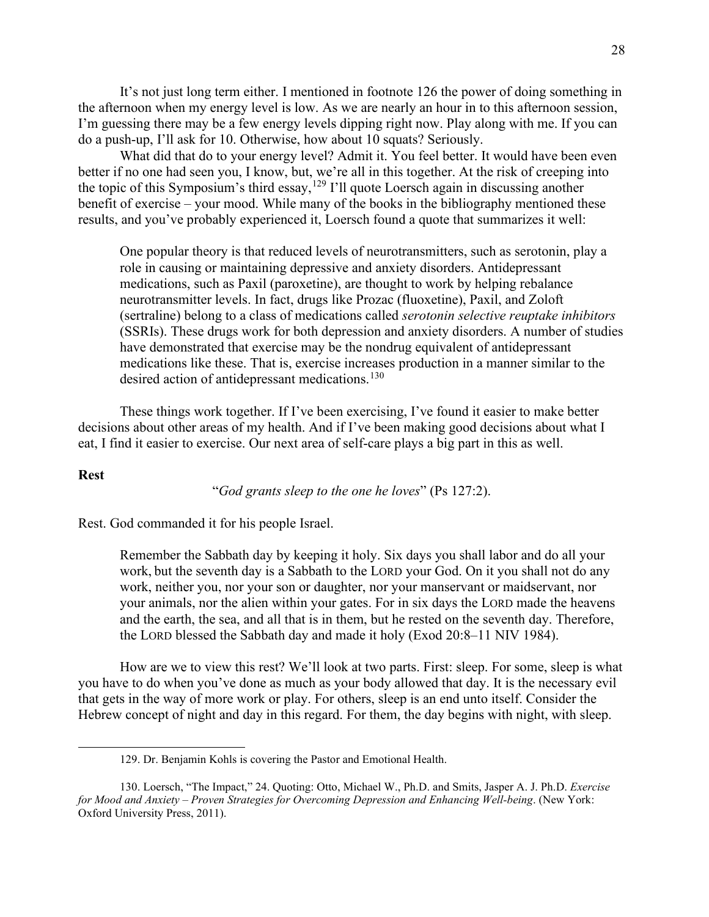It's not just long term either. I mentioned in footnote 126 the power of doing something in the afternoon when my energy level is low. As we are nearly an hour in to this afternoon session, I'm guessing there may be a few energy levels dipping right now. Play along with me. If you can do a push-up, I'll ask for 10. Otherwise, how about 10 squats? Seriously.

What did that do to your energy level? Admit it. You feel better. It would have been even better if no one had seen you, I know, but, we're all in this together. At the risk of creeping into the topic of this Symposium's third essay,[129] I'll quote Loersch again in discussing another benefit of exercise – your mood. While many of the books in the bibliography mentioned these results, and you've probably experienced it, Loersch found a quote that summarizes it well:

> One popular theory is that reduced levels of neurotransmitters, such as serotonin, play a role in causing or maintaining depressive and anxiety disorders. Antidepressant medications, such as Paxil (paroxetine), are thought to work by helping rebalance neurotransmitter levels. In fact, drugs like Prozac (fluoxetine), Paxil, and Zoloft (sertraline) belong to a class of medications called *serotonin selective reuptake inhibitors* (SSRIs). These drugs work for both depression and anxiety disorders. A number of studies have demonstrated that exercise may be the nondrug equivalent of antidepressant medications like these. That is, exercise increases production in a manner similar to the desired action of antidepressant medications.[130]

These things work together. If I've been exercising, I've found it easier to make better decisions about other areas of my health. And if I've been making good decisions about what I eat, I find it easier to exercise. Our next area of self-care plays a big part in this as well.

**Rest**

"*God grants sleep to the one he loves*" (Ps 127:2).

Rest. God commanded it for his people Israel.

> Remember the Sabbath day by keeping it holy. Six days you shall labor and do all your work, but the seventh day is a Sabbath to the LORD your God. On it you shall not do any work, neither you, nor your son or daughter, nor your manservant or maidservant, nor your animals, nor the alien within your gates. For in six days the LORD made the heavens and the earth, the sea, and all that is in them, but he rested on the seventh day. Therefore, the LORD blessed the Sabbath day and made it holy (Exod 20:8–11 NIV 1984).

How are we to view this rest? We'll look at two parts. First: sleep. For some, sleep is what you have to do when you've done as much as your body allowed that day. It is the necessary evil that gets in the way of more work or play. For others, sleep is an end unto itself. Consider the Hebrew concept of night and day in this regard. For them, the day begins with night, with sleep.

---

129. Dr. Benjamin Kohls is covering the Pastor and Emotional Health.

130. Loersch, "The Impact," 24. Quoting: Otto, Michael W., Ph.D. and Smits, Jasper A. J. Ph.D. *Exercise for Mood and Anxiety – Proven Strategies for Overcoming Depression and Enhancing Well-being*. (New York: Oxford University Press, 2011).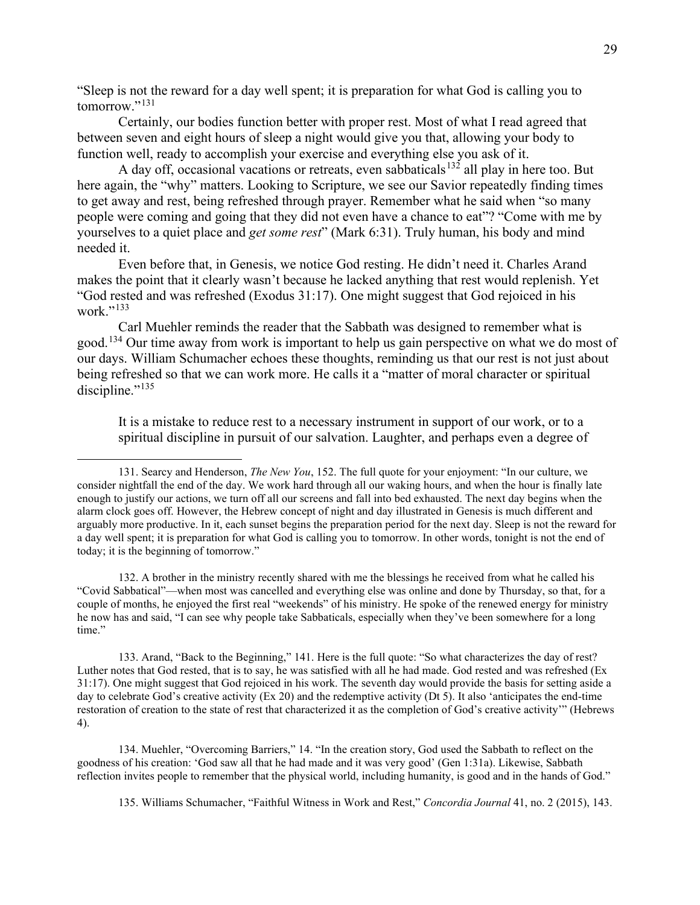"Sleep is not the reward for a day well spent; it is preparation for what God is calling you to tomorrow."[131]

Certainly, our bodies function better with proper rest. Most of what I read agreed that between seven and eight hours of sleep a night would give you that, allowing your body to function well, ready to accomplish your exercise and everything else you ask of it.

A day off, occasional vacations or retreats, even sabbaticals[132] all play in here too. But here again, the "why" matters. Looking to Scripture, we see our Savior repeatedly finding times to get away and rest, being refreshed through prayer. Remember what he said when "so many people were coming and going that they did not even have a chance to eat"? "Come with me by yourselves to a quiet place and *get some rest*" (Mark 6:31). Truly human, his body and mind needed it.

Even before that, in Genesis, we notice God resting. He didn't need it. Charles Arand makes the point that it clearly wasn't because he lacked anything that rest would replenish. Yet "God rested and was refreshed (Exodus 31:17). One might suggest that God rejoiced in his work."[133]

Carl Muehler reminds the reader that the Sabbath was designed to remember what is good.[134] Our time away from work is important to help us gain perspective on what we do most of our days. William Schumacher echoes these thoughts, reminding us that our rest is not just about being refreshed so that we can work more. He calls it a "matter of moral character or spiritual discipline."[135]

> It is a mistake to reduce rest to a necessary instrument in support of our work, or to a spiritual discipline in pursuit of our salvation. Laughter, and perhaps even a degree of

---

131. Searcy and Henderson, *The New You*, 152. The full quote for your enjoyment: "In our culture, we consider nightfall the end of the day. We work hard through all our waking hours, and when the hour is finally late enough to justify our actions, we turn off all our screens and fall into bed exhausted. The next day begins when the alarm clock goes off. However, the Hebrew concept of night and day illustrated in Genesis is much different and arguably more productive. In it, each sunset begins the preparation period for the next day. Sleep is not the reward for a day well spent; it is preparation for what God is calling you to tomorrow. In other words, tonight is not the end of today; it is the beginning of tomorrow."

132. A brother in the ministry recently shared with me the blessings he received from what he called his "Covid Sabbatical"—when most was cancelled and everything else was online and done by Thursday, so that, for a couple of months, he enjoyed the first real "weekends" of his ministry. He spoke of the renewed energy for ministry he now has and said, "I can see why people take Sabbaticals, especially when they've been somewhere for a long time."

133. Arand, "Back to the Beginning," 141. Here is the full quote: "So what characterizes the day of rest? Luther notes that God rested, that is to say, he was satisfied with all he had made. God rested and was refreshed (Ex 31:17). One might suggest that God rejoiced in his work. The seventh day would provide the basis for setting aside a day to celebrate God's creative activity (Ex 20) and the redemptive activity (Dt 5). It also 'anticipates the end-time restoration of creation to the state of rest that characterized it as the completion of God's creative activity'" (Hebrews 4).

134. Muehler, "Overcoming Barriers," 14. "In the creation story, God used the Sabbath to reflect on the goodness of his creation: 'God saw all that he had made and it was very good' (Gen 1:31a). Likewise, Sabbath reflection invites people to remember that the physical world, including humanity, is good and in the hands of God."

135. Williams Schumacher, "Faithful Witness in Work and Rest," *Concordia Journal* 41, no. 2 (2015), 143.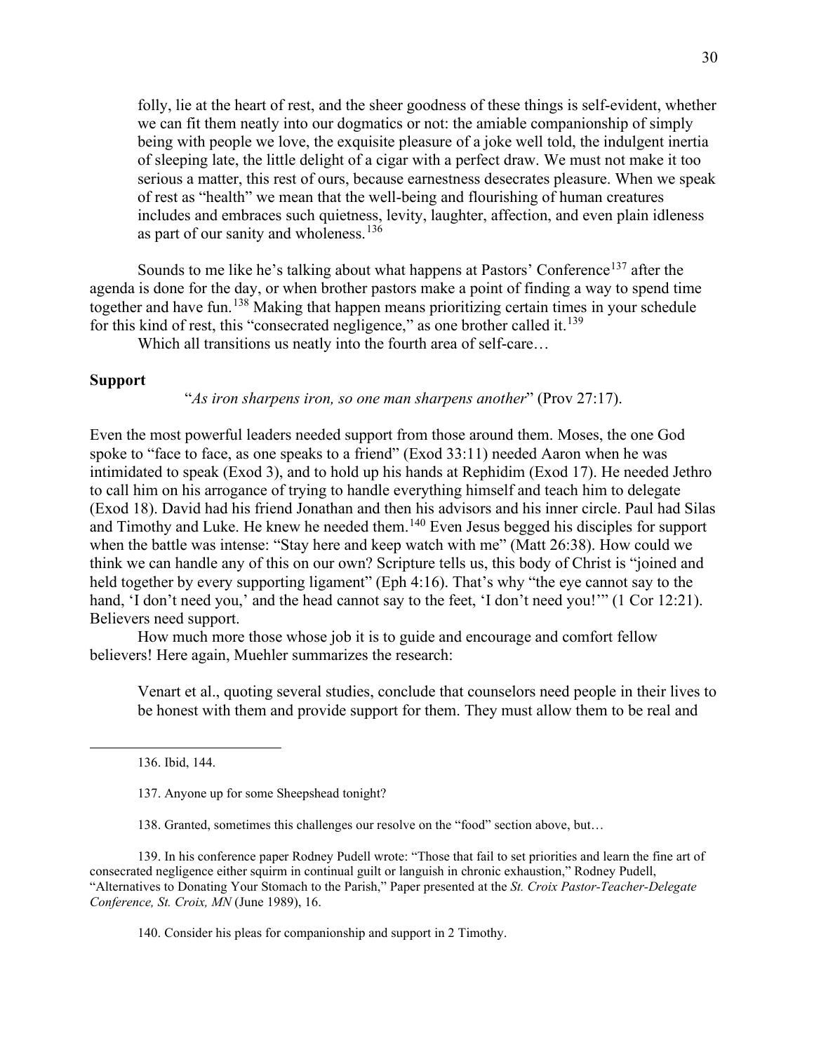> folly, lie at the heart of rest, and the sheer goodness of these things is self-evident, whether we can fit them neatly into our dogmatics or not: the amiable companionship of simply being with people we love, the exquisite pleasure of a joke well told, the indulgent inertia of sleeping late, the little delight of a cigar with a perfect draw. We must not make it too serious a matter, this rest of ours, because earnestness desecrates pleasure. When we speak of rest as "health" we mean that the well-being and flourishing of human creatures includes and embraces such quietness, levity, laughter, affection, and even plain idleness as part of our sanity and wholeness.[136]

Sounds to me like he's talking about what happens at Pastors' Conference[137] after the agenda is done for the day, or when brother pastors make a point of finding a way to spend time together and have fun.[138] Making that happen means prioritizing certain times in your schedule for this kind of rest, this "consecrated negligence," as one brother called it.[139]

Which all transitions us neatly into the fourth area of self-care…

**Support**

"*As iron sharpens iron, so one man sharpens another*" (Prov 27:17).

Even the most powerful leaders needed support from those around them. Moses, the one God spoke to "face to face, as one speaks to a friend" (Exod 33:11) needed Aaron when he was intimidated to speak (Exod 3), and to hold up his hands at Rephidim (Exod 17). He needed Jethro to call him on his arrogance of trying to handle everything himself and teach him to delegate (Exod 18). David had his friend Jonathan and then his advisors and his inner circle. Paul had Silas and Timothy and Luke. He knew he needed them.[140] Even Jesus begged his disciples for support when the battle was intense: "Stay here and keep watch with me" (Matt 26:38). How could we think we can handle any of this on our own? Scripture tells us, this body of Christ is "joined and held together by every supporting ligament" (Eph 4:16). That's why "the eye cannot say to the hand, 'I don't need you,' and the head cannot say to the feet, 'I don't need you!'" (1 Cor 12:21). Believers need support.

How much more those whose job it is to guide and encourage and comfort fellow believers! Here again, Muehler summarizes the research:

> Venart et al., quoting several studies, conclude that counselors need people in their lives to be honest with them and provide support for them. They must allow them to be real and

---

136. Ibid, 144.

137. Anyone up for some Sheepshead tonight?

138. Granted, sometimes this challenges our resolve on the "food" section above, but…

139. In his conference paper Rodney Pudell wrote: "Those that fail to set priorities and learn the fine art of consecrated negligence either squirm in continual guilt or languish in chronic exhaustion," Rodney Pudell, "Alternatives to Donating Your Stomach to the Parish," Paper presented at the *St. Croix Pastor-Teacher-Delegate Conference, St. Croix, MN* (June 1989), 16.

140. Consider his pleas for companionship and support in 2 Timothy.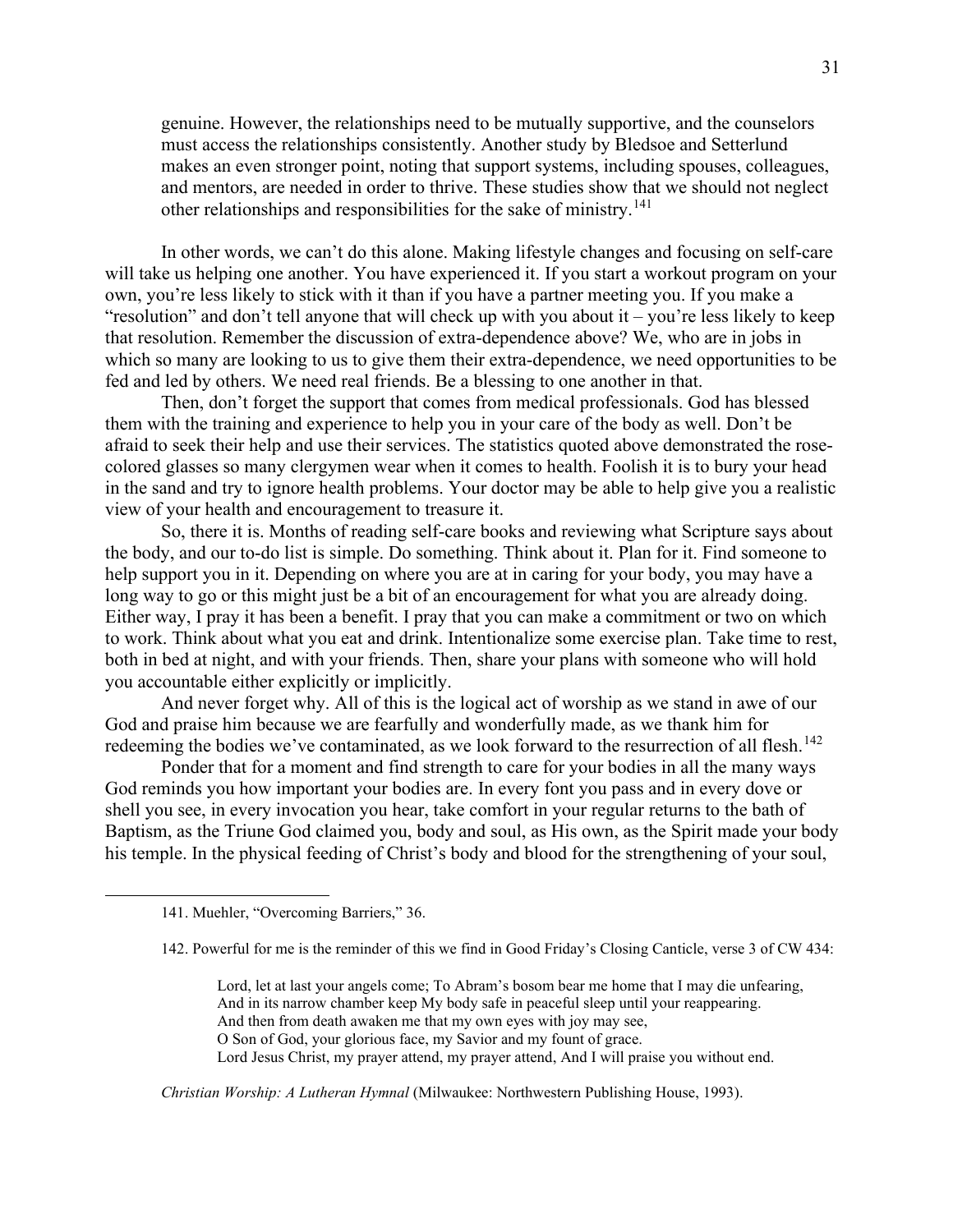> genuine. However, the relationships need to be mutually supportive, and the counselors must access the relationships consistently. Another study by Bledsoe and Setterlund makes an even stronger point, noting that support systems, including spouses, colleagues, and mentors, are needed in order to thrive. These studies show that we should not neglect other relationships and responsibilities for the sake of ministry.[141]

In other words, we can't do this alone. Making lifestyle changes and focusing on self-care will take us helping one another. You have experienced it. If you start a workout program on your own, you're less likely to stick with it than if you have a partner meeting you. If you make a "resolution" and don't tell anyone that will check up with you about it – you're less likely to keep that resolution. Remember the discussion of extra-dependence above? We, who are in jobs in which so many are looking to us to give them their extra-dependence, we need opportunities to be fed and led by others. We need real friends. Be a blessing to one another in that.

Then, don't forget the support that comes from medical professionals. God has blessed them with the training and experience to help you in your care of the body as well. Don't be afraid to seek their help and use their services. The statistics quoted above demonstrated the rose-colored glasses so many clergymen wear when it comes to health. Foolish it is to bury your head in the sand and try to ignore health problems. Your doctor may be able to help give you a realistic view of your health and encouragement to treasure it.

So, there it is. Months of reading self-care books and reviewing what Scripture says about the body, and our to-do list is simple. Do something. Think about it. Plan for it. Find someone to help support you in it. Depending on where you are at in caring for your body, you may have a long way to go or this might just be a bit of an encouragement for what you are already doing. Either way, I pray it has been a benefit. I pray that you can make a commitment or two on which to work. Think about what you eat and drink. Intentionalize some exercise plan. Take time to rest, both in bed at night, and with your friends. Then, share your plans with someone who will hold you accountable either explicitly or implicitly.

And never forget why. All of this is the logical act of worship as we stand in awe of our God and praise him because we are fearfully and wonderfully made, as we thank him for redeeming the bodies we've contaminated, as we look forward to the resurrection of all flesh.[142]

Ponder that for a moment and find strength to care for your bodies in all the many ways God reminds you how important your bodies are. In every font you pass and in every dove or shell you see, in every invocation you hear, take comfort in your regular returns to the bath of Baptism, as the Triune God claimed you, body and soul, as His own, as the Spirit made your body his temple. In the physical feeding of Christ's body and blood for the strengthening of your soul,

---

141. Muehler, "Overcoming Barriers," 36.

142. Powerful for me is the reminder of this we find in Good Friday's Closing Canticle, verse 3 of CW 434:

> Lord, let at last your angels come; To Abram's bosom bear me home that I may die unfearing,
> And in its narrow chamber keep My body safe in peaceful sleep until your reappearing.
> And then from death awaken me that my own eyes with joy may see,
> O Son of God, your glorious face, my Savior and my fount of grace.
> Lord Jesus Christ, my prayer attend, my prayer attend, And I will praise you without end.

*Christian Worship: A Lutheran Hymnal* (Milwaukee: Northwestern Publishing House, 1993).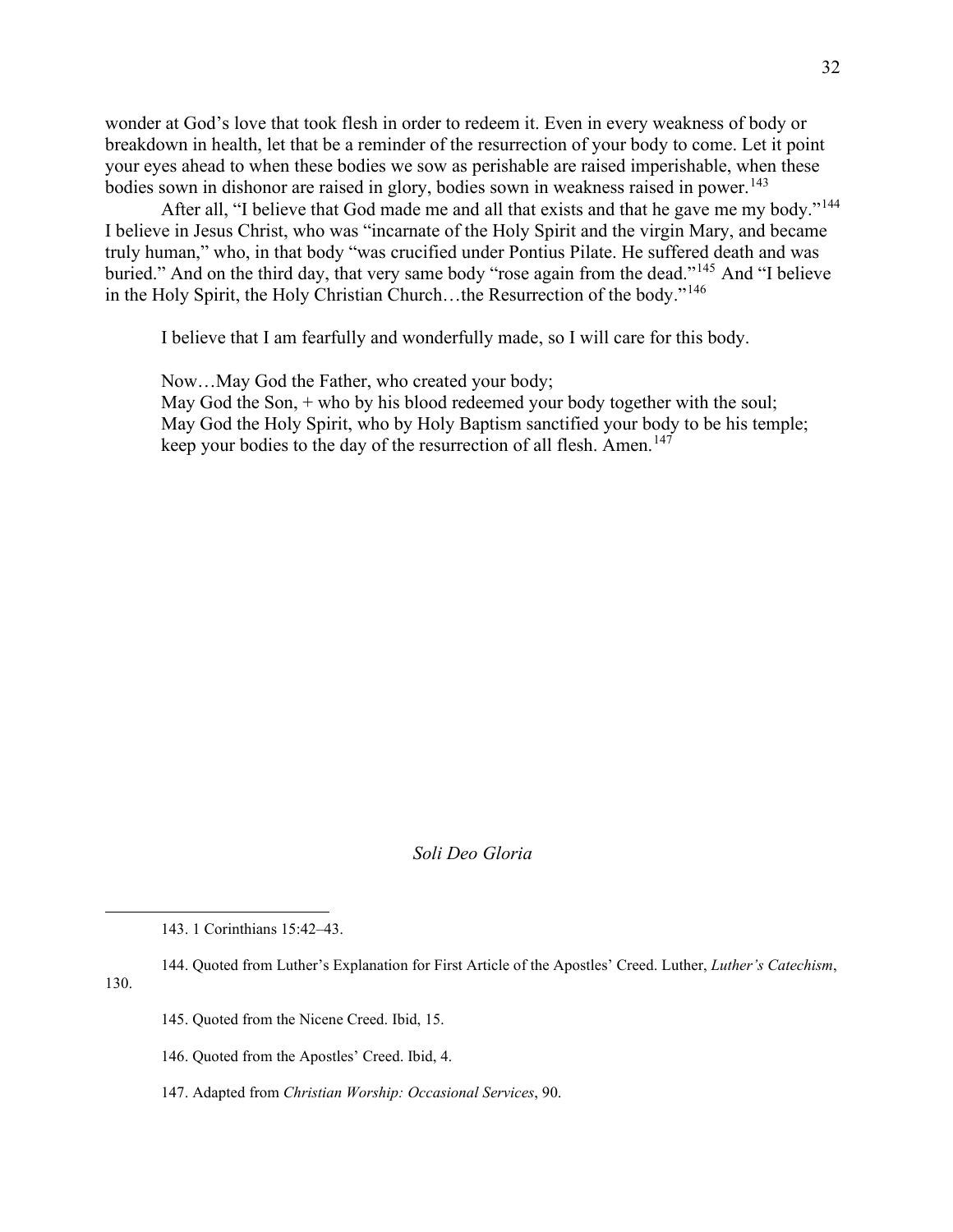wonder at God's love that took flesh in order to redeem it. Even in every weakness of body or breakdown in health, let that be a reminder of the resurrection of your body to come. Let it point your eyes ahead to when these bodies we sow as perishable are raised imperishable, when these bodies sown in dishonor are raised in glory, bodies sown in weakness raised in power.[143]

After all, "I believe that God made me and all that exists and that he gave me my body."[144] I believe in Jesus Christ, who was "incarnate of the Holy Spirit and the virgin Mary, and became truly human," who, in that body "was crucified under Pontius Pilate. He suffered death and was buried." And on the third day, that very same body "rose again from the dead."[145] And "I believe in the Holy Spirit, the Holy Christian Church…the Resurrection of the body."[146]

> I believe that I am fearfully and wonderfully made, so I will care for this body.
>
> Now…May God the Father, who created your body;
> May God the Son, + who by his blood redeemed your body together with the soul;
> May God the Holy Spirit, who by Holy Baptism sanctified your body to be his temple;
> keep your bodies to the day of the resurrection of all flesh. Amen.[147]

*Soli Deo Gloria*

---

143. 1 Corinthians 15:42–43.

144. Quoted from Luther's Explanation for First Article of the Apostles' Creed. Luther, *Luther's Catechism*, 130.

145. Quoted from the Nicene Creed. Ibid, 15.

146. Quoted from the Apostles' Creed. Ibid, 4.

147. Adapted from *Christian Worship: Occasional Services*, 90.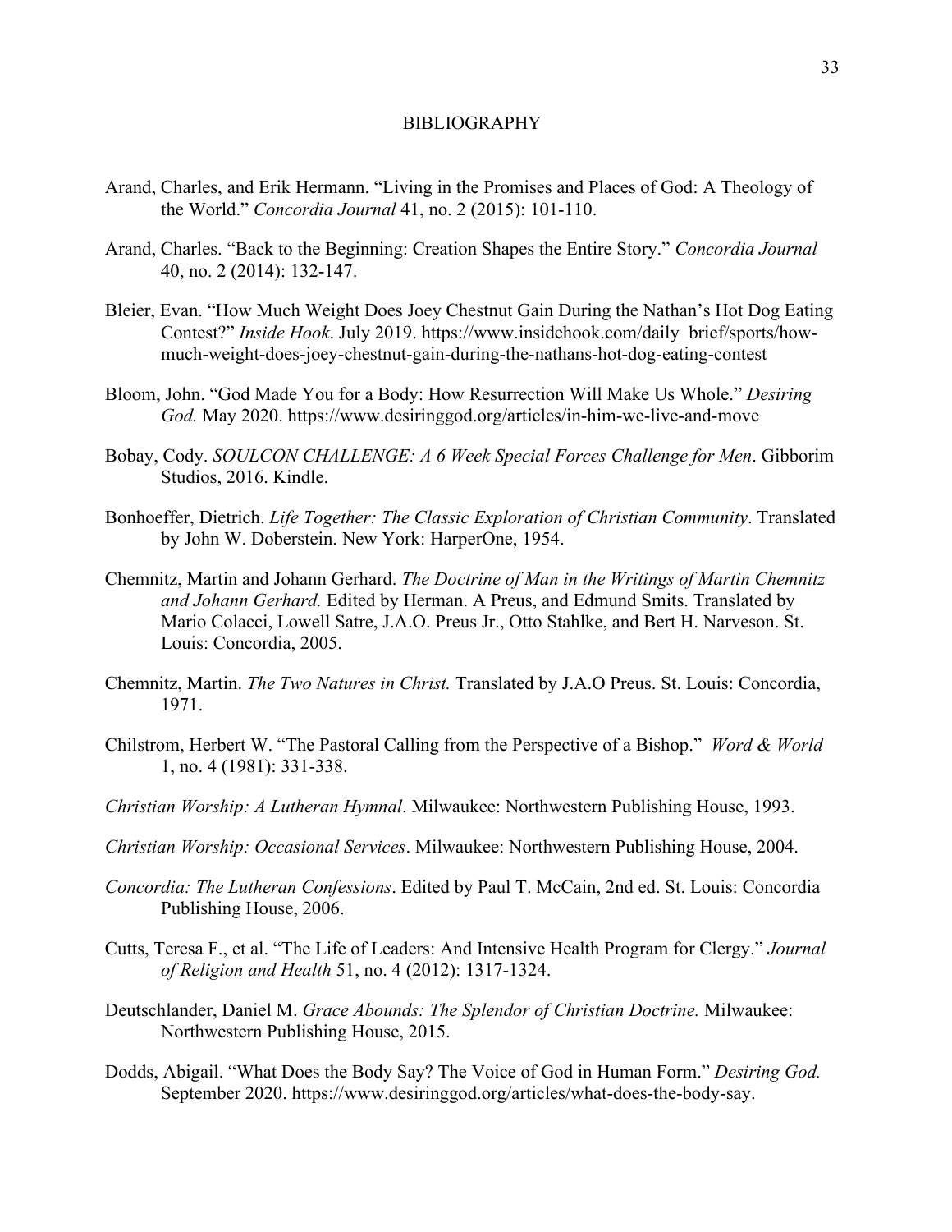# BIBLIOGRAPHY

Arand, Charles, and Erik Hermann. "Living in the Promises and Places of God: A Theology of the World." *Concordia Journal* 41, no. 2 (2015): 101-110.

Arand, Charles. "Back to the Beginning: Creation Shapes the Entire Story." *Concordia Journal* 40, no. 2 (2014): 132-147.

Bleier, Evan. "How Much Weight Does Joey Chestnut Gain During the Nathan's Hot Dog Eating Contest?" *Inside Hook*. July 2019. https://www.insidehook.com/daily_brief/sports/how-much-weight-does-joey-chestnut-gain-during-the-nathans-hot-dog-eating-contest

Bloom, John. "God Made You for a Body: How Resurrection Will Make Us Whole." *Desiring God.* May 2020. https://www.desiringgod.org/articles/in-him-we-live-and-move

Bobay, Cody. *SOULCON CHALLENGE: A 6 Week Special Forces Challenge for Men*. Gibborim Studios, 2016. Kindle.

Bonhoeffer, Dietrich. *Life Together: The Classic Exploration of Christian Community*. Translated by John W. Doberstein. New York: HarperOne, 1954.

Chemnitz, Martin and Johann Gerhard. *The Doctrine of Man in the Writings of Martin Chemnitz and Johann Gerhard.* Edited by Herman. A Preus, and Edmund Smits. Translated by Mario Colacci, Lowell Satre, J.A.O. Preus Jr., Otto Stahlke, and Bert H. Narveson. St. Louis: Concordia, 2005.

Chemnitz, Martin. *The Two Natures in Christ.* Translated by J.A.O Preus. St. Louis: Concordia, 1971.

Chilstrom, Herbert W. "The Pastoral Calling from the Perspective of a Bishop." *Word & World* 1, no. 4 (1981): 331-338.

*Christian Worship: A Lutheran Hymnal*. Milwaukee: Northwestern Publishing House, 1993.

*Christian Worship: Occasional Services*. Milwaukee: Northwestern Publishing House, 2004.

*Concordia: The Lutheran Confessions*. Edited by Paul T. McCain, 2nd ed. St. Louis: Concordia Publishing House, 2006.

Cutts, Teresa F., et al. "The Life of Leaders: And Intensive Health Program for Clergy." *Journal of Religion and Health* 51, no. 4 (2012): 1317-1324.

Deutschlander, Daniel M. *Grace Abounds: The Splendor of Christian Doctrine.* Milwaukee: Northwestern Publishing House, 2015.

Dodds, Abigail. "What Does the Body Say? The Voice of God in Human Form." *Desiring God.* September 2020. https://www.desiringgod.org/articles/what-does-the-body-say.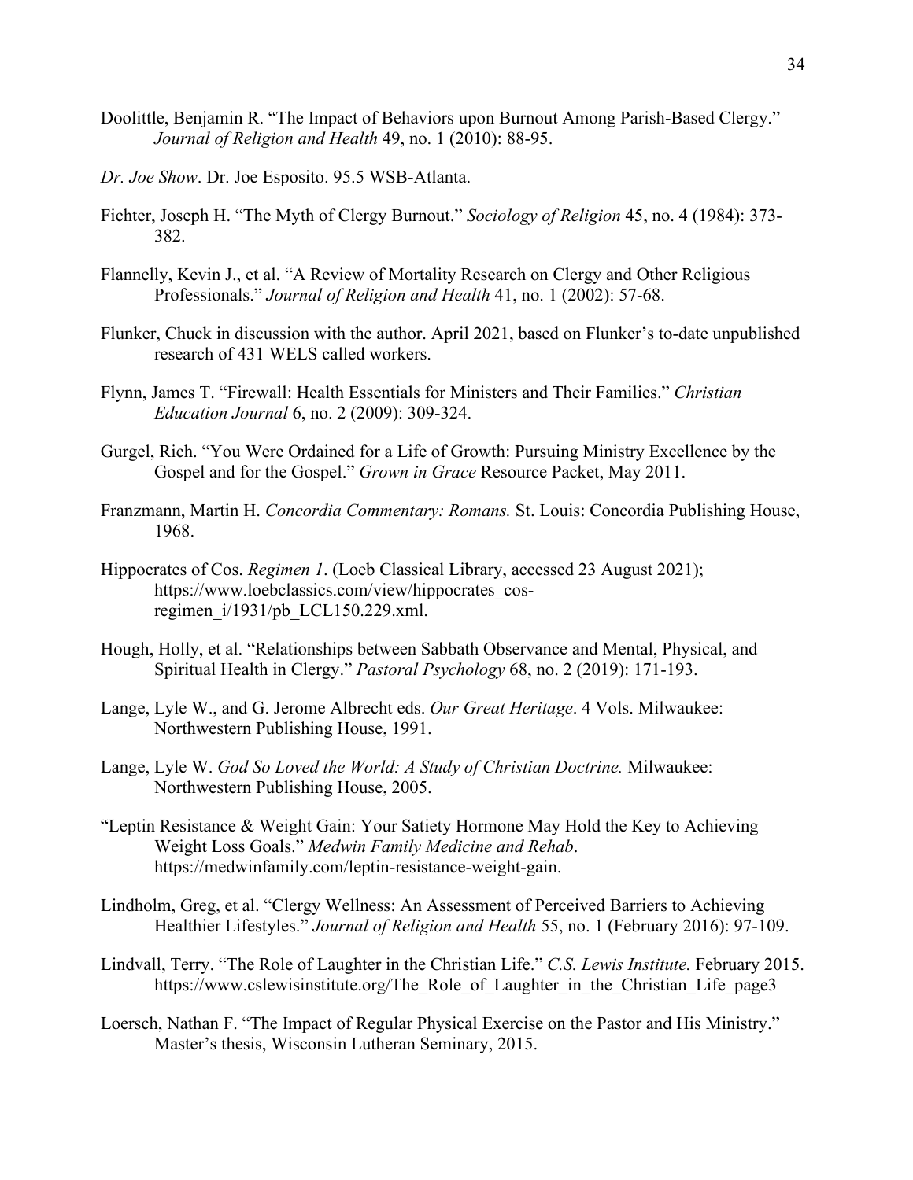Doolittle, Benjamin R. "The Impact of Behaviors upon Burnout Among Parish-Based Clergy." *Journal of Religion and Health* 49, no. 1 (2010): 88-95.

*Dr. Joe Show*. Dr. Joe Esposito. 95.5 WSB-Atlanta.

Fichter, Joseph H. "The Myth of Clergy Burnout." *Sociology of Religion* 45, no. 4 (1984): 373-382.

Flannelly, Kevin J., et al. "A Review of Mortality Research on Clergy and Other Religious Professionals." *Journal of Religion and Health* 41, no. 1 (2002): 57-68.

Flunker, Chuck in discussion with the author. April 2021, based on Flunker's to-date unpublished research of 431 WELS called workers.

Flynn, James T. "Firewall: Health Essentials for Ministers and Their Families." *Christian Education Journal* 6, no. 2 (2009): 309-324.

Gurgel, Rich. "You Were Ordained for a Life of Growth: Pursuing Ministry Excellence by the Gospel and for the Gospel." *Grown in Grace* Resource Packet, May 2011.

Franzmann, Martin H. *Concordia Commentary: Romans.* St. Louis: Concordia Publishing House, 1968.

Hippocrates of Cos. *Regimen 1*. (Loeb Classical Library, accessed 23 August 2021); https://www.loebclassics.com/view/hippocrates_cos-regimen_i/1931/pb_LCL150.229.xml.

Hough, Holly, et al. "Relationships between Sabbath Observance and Mental, Physical, and Spiritual Health in Clergy." *Pastoral Psychology* 68, no. 2 (2019): 171-193.

Lange, Lyle W., and G. Jerome Albrecht eds. *Our Great Heritage*. 4 Vols. Milwaukee: Northwestern Publishing House, 1991.

Lange, Lyle W. *God So Loved the World: A Study of Christian Doctrine.* Milwaukee: Northwestern Publishing House, 2005.

"Leptin Resistance & Weight Gain: Your Satiety Hormone May Hold the Key to Achieving Weight Loss Goals." *Medwin Family Medicine and Rehab*. https://medwinfamily.com/leptin-resistance-weight-gain.

Lindholm, Greg, et al. "Clergy Wellness: An Assessment of Perceived Barriers to Achieving Healthier Lifestyles." *Journal of Religion and Health* 55, no. 1 (February 2016): 97-109.

Lindvall, Terry. "The Role of Laughter in the Christian Life." *C.S. Lewis Institute.* February 2015. https://www.cslewisinstitute.org/The_Role_of_Laughter_in_the_Christian_Life_page3

Loersch, Nathan F. "The Impact of Regular Physical Exercise on the Pastor and His Ministry." Master's thesis, Wisconsin Lutheran Seminary, 2015.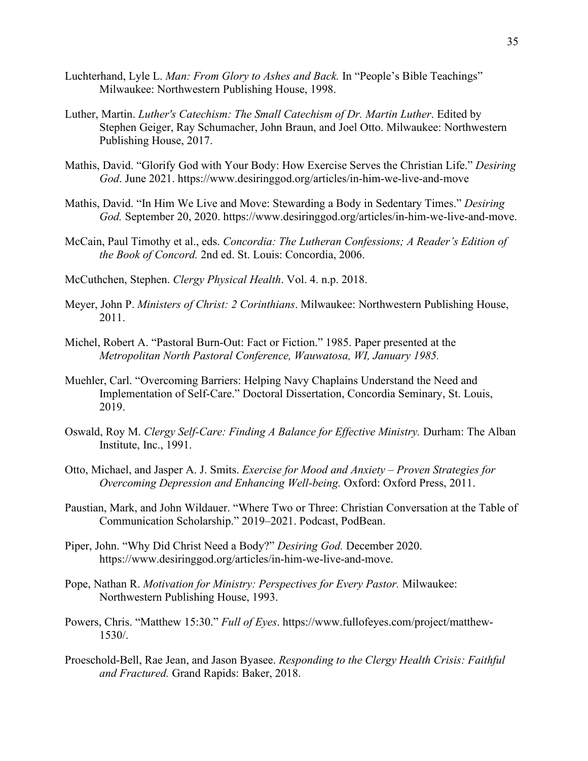Luchterhand, Lyle L. *Man: From Glory to Ashes and Back.* In "People's Bible Teachings" Milwaukee: Northwestern Publishing House, 1998.

Luther, Martin. *Luther's Catechism: The Small Catechism of Dr. Martin Luther*. Edited by Stephen Geiger, Ray Schumacher, John Braun, and Joel Otto. Milwaukee: Northwestern Publishing House, 2017.

Mathis, David. "Glorify God with Your Body: How Exercise Serves the Christian Life." *Desiring God*. June 2021. https://www.desiringgod.org/articles/in-him-we-live-and-move

Mathis, David. "In Him We Live and Move: Stewarding a Body in Sedentary Times." *Desiring God.* September 20, 2020. https://www.desiringgod.org/articles/in-him-we-live-and-move.

McCain, Paul Timothy et al., eds. *Concordia: The Lutheran Confessions; A Reader's Edition of the Book of Concord.* 2nd ed. St. Louis: Concordia, 2006.

McCuthchen, Stephen. *Clergy Physical Health*. Vol. 4. n.p. 2018.

Meyer, John P. *Ministers of Christ: 2 Corinthians*. Milwaukee: Northwestern Publishing House, 2011.

Michel, Robert A. "Pastoral Burn-Out: Fact or Fiction." 1985. Paper presented at the *Metropolitan North Pastoral Conference, Wauwatosa, WI, January 1985.*

Muehler, Carl. "Overcoming Barriers: Helping Navy Chaplains Understand the Need and Implementation of Self-Care." Doctoral Dissertation, Concordia Seminary, St. Louis, 2019.

Oswald, Roy M. *Clergy Self-Care: Finding A Balance for Effective Ministry.* Durham: The Alban Institute, Inc., 1991.

Otto, Michael, and Jasper A. J. Smits. *Exercise for Mood and Anxiety – Proven Strategies for Overcoming Depression and Enhancing Well-being.* Oxford: Oxford Press, 2011.

Paustian, Mark, and John Wildauer. "Where Two or Three: Christian Conversation at the Table of Communication Scholarship." 2019–2021. Podcast, PodBean.

Piper, John. "Why Did Christ Need a Body?" *Desiring God.* December 2020. https://www.desiringgod.org/articles/in-him-we-live-and-move.

Pope, Nathan R. *Motivation for Ministry: Perspectives for Every Pastor.* Milwaukee: Northwestern Publishing House, 1993.

Powers, Chris. "Matthew 15:30." *Full of Eyes*. https://www.fullofeyes.com/project/matthew-1530/.

Proeschold-Bell, Rae Jean, and Jason Byasee. *Responding to the Clergy Health Crisis: Faithful and Fractured.* Grand Rapids: Baker, 2018.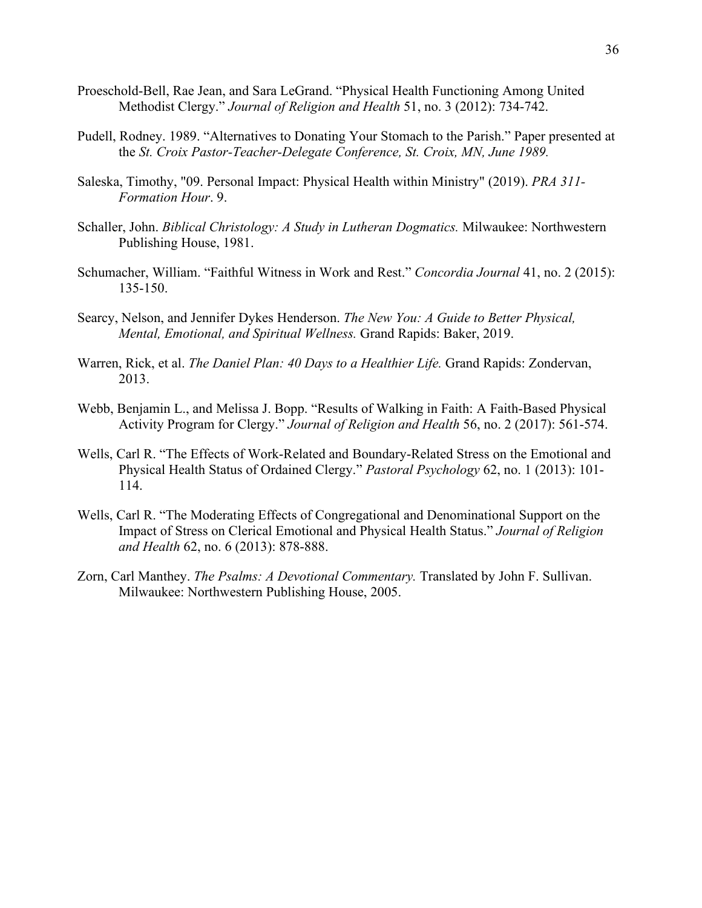Proeschold-Bell, Rae Jean, and Sara LeGrand. "Physical Health Functioning Among United Methodist Clergy." *Journal of Religion and Health* 51, no. 3 (2012): 734-742.

Pudell, Rodney. 1989. "Alternatives to Donating Your Stomach to the Parish." Paper presented at the *St. Croix Pastor-Teacher-Delegate Conference, St. Croix, MN, June 1989.*

Saleska, Timothy, "09. Personal Impact: Physical Health within Ministry" (2019). *PRA 311-Formation Hour*. 9.

Schaller, John. *Biblical Christology: A Study in Lutheran Dogmatics.* Milwaukee: Northwestern Publishing House, 1981.

Schumacher, William. "Faithful Witness in Work and Rest." *Concordia Journal* 41, no. 2 (2015): 135-150.

Searcy, Nelson, and Jennifer Dykes Henderson. *The New You: A Guide to Better Physical, Mental, Emotional, and Spiritual Wellness.* Grand Rapids: Baker, 2019.

Warren, Rick, et al. *The Daniel Plan: 40 Days to a Healthier Life.* Grand Rapids: Zondervan, 2013.

Webb, Benjamin L., and Melissa J. Bopp. "Results of Walking in Faith: A Faith-Based Physical Activity Program for Clergy." *Journal of Religion and Health* 56, no. 2 (2017): 561-574.

Wells, Carl R. "The Effects of Work-Related and Boundary-Related Stress on the Emotional and Physical Health Status of Ordained Clergy." *Pastoral Psychology* 62, no. 1 (2013): 101-114.

Wells, Carl R. "The Moderating Effects of Congregational and Denominational Support on the Impact of Stress on Clerical Emotional and Physical Health Status." *Journal of Religion and Health* 62, no. 6 (2013): 878-888.

Zorn, Carl Manthey. *The Psalms: A Devotional Commentary.* Translated by John F. Sullivan. Milwaukee: Northwestern Publishing House, 2005.